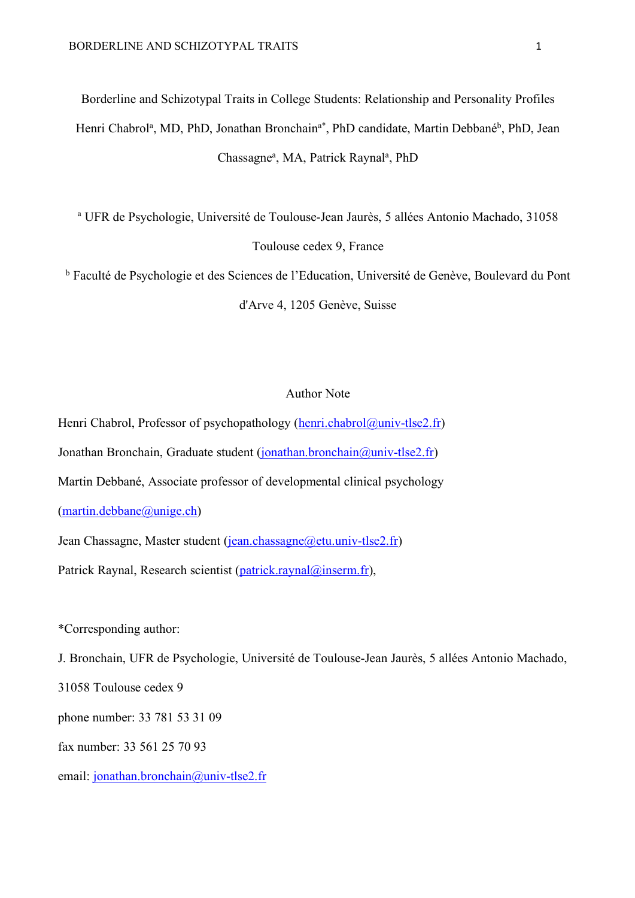# Borderline and Schizotypal Traits in College Students: Relationship and Personality Profiles

Henri Chabrol[a], MD, PhD, Jonathan Bronchain[a*], PhD candidate, Martin Debbané[b], PhD, Jean Chassagne[a], MA, Patrick Raynal[a], PhD

[a] UFR de Psychologie, Université de Toulouse-Jean Jaurès, 5 allées Antonio Machado, 31058 Toulouse cedex 9, France

[b] Faculté de Psychologie et des Sciences de l'Education, Université de Genève, Boulevard du Pont d'Arve 4, 1205 Genève, Suisse

## Author Note

Henri Chabrol, Professor of psychopathology (henri.chabrol@univ-tlse2.fr)

Jonathan Bronchain, Graduate student (jonathan.bronchain@univ-tlse2.fr)

Martin Debbané, Associate professor of developmental clinical psychology (martin.debbane@unige.ch)

Jean Chassagne, Master student (jean.chassagne@etu.univ-tlse2.fr)

Patrick Raynal, Research scientist (patrick.raynal@inserm.fr),

*Corresponding author:

J. Bronchain, UFR de Psychologie, Université de Toulouse-Jean Jaurès, 5 allées Antonio Machado, 31058 Toulouse cedex 9

phone number: 33 781 53 31 09

fax number: 33 561 25 70 93

email: jonathan.bronchain@univ-tlse2.fr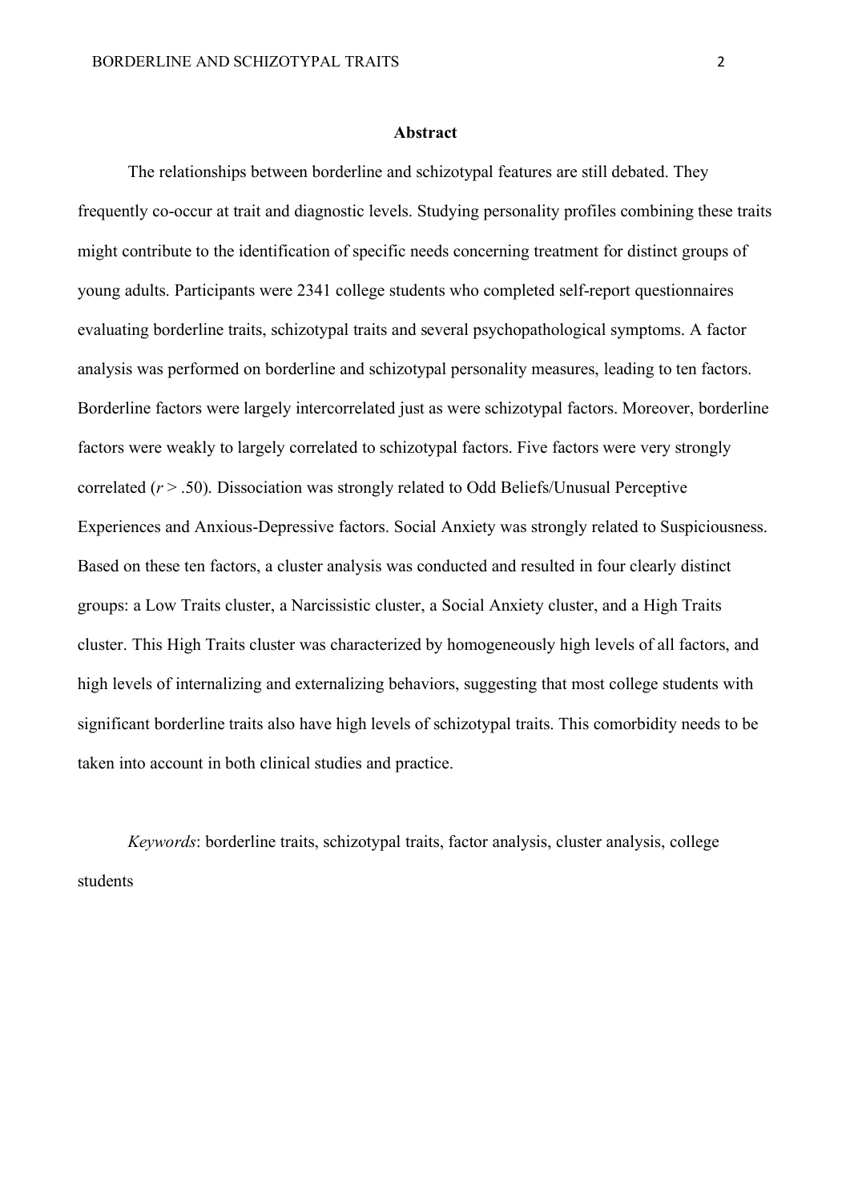## Abstract

The relationships between borderline and schizotypal features are still debated. They frequently co-occur at trait and diagnostic levels. Studying personality profiles combining these traits might contribute to the identification of specific needs concerning treatment for distinct groups of young adults. Participants were 2341 college students who completed self-report questionnaires evaluating borderline traits, schizotypal traits and several psychopathological symptoms. A factor analysis was performed on borderline and schizotypal personality measures, leading to ten factors. Borderline factors were largely intercorrelated just as were schizotypal factors. Moreover, borderline factors were weakly to largely correlated to schizotypal factors. Five factors were very strongly correlated ($r > .50$). Dissociation was strongly related to Odd Beliefs/Unusual Perceptive Experiences and Anxious-Depressive factors. Social Anxiety was strongly related to Suspiciousness. Based on these ten factors, a cluster analysis was conducted and resulted in four clearly distinct groups: a Low Traits cluster, a Narcissistic cluster, a Social Anxiety cluster, and a High Traits cluster. This High Traits cluster was characterized by homogeneously high levels of all factors, and high levels of internalizing and externalizing behaviors, suggesting that most college students with significant borderline traits also have high levels of schizotypal traits. This comorbidity needs to be taken into account in both clinical studies and practice.

*Keywords*: borderline traits, schizotypal traits, factor analysis, cluster analysis, college students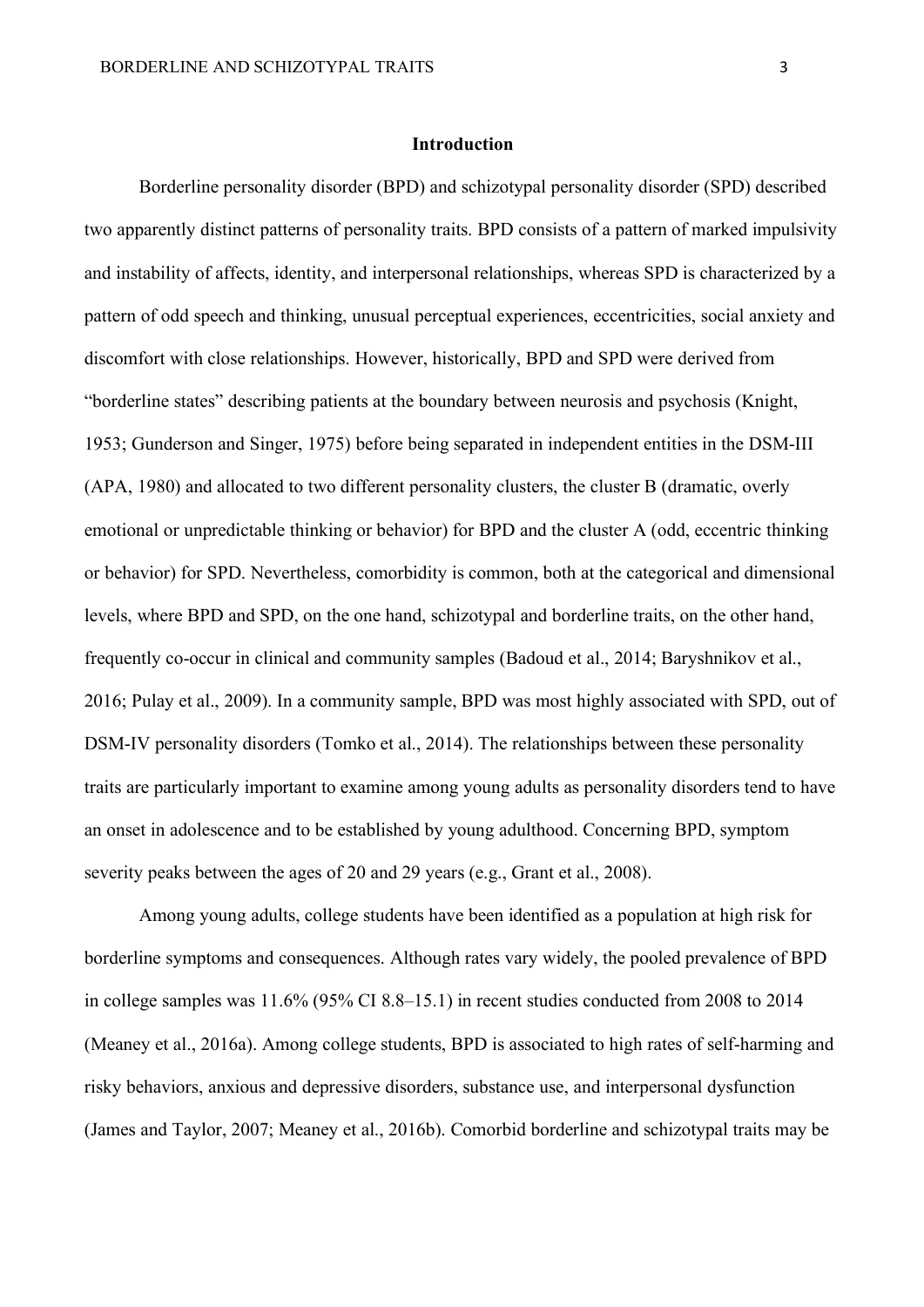## Introduction

Borderline personality disorder (BPD) and schizotypal personality disorder (SPD) described two apparently distinct patterns of personality traits. BPD consists of a pattern of marked impulsivity and instability of affects, identity, and interpersonal relationships, whereas SPD is characterized by a pattern of odd speech and thinking, unusual perceptual experiences, eccentricities, social anxiety and discomfort with close relationships. However, historically, BPD and SPD were derived from "borderline states" describing patients at the boundary between neurosis and psychosis (Knight, 1953; Gunderson and Singer, 1975) before being separated in independent entities in the DSM-III (APA, 1980) and allocated to two different personality clusters, the cluster B (dramatic, overly emotional or unpredictable thinking or behavior) for BPD and the cluster A (odd, eccentric thinking or behavior) for SPD. Nevertheless, comorbidity is common, both at the categorical and dimensional levels, where BPD and SPD, on the one hand, schizotypal and borderline traits, on the other hand, frequently co-occur in clinical and community samples (Badoud et al., 2014; Baryshnikov et al., 2016; Pulay et al., 2009). In a community sample, BPD was most highly associated with SPD, out of DSM-IV personality disorders (Tomko et al., 2014). The relationships between these personality traits are particularly important to examine among young adults as personality disorders tend to have an onset in adolescence and to be established by young adulthood. Concerning BPD, symptom severity peaks between the ages of 20 and 29 years (e.g., Grant et al., 2008).

Among young adults, college students have been identified as a population at high risk for borderline symptoms and consequences. Although rates vary widely, the pooled prevalence of BPD in college samples was 11.6% (95% CI 8.8–15.1) in recent studies conducted from 2008 to 2014 (Meaney et al., 2016a). Among college students, BPD is associated to high rates of self-harming and risky behaviors, anxious and depressive disorders, substance use, and interpersonal dysfunction (James and Taylor, 2007; Meaney et al., 2016b). Comorbid borderline and schizotypal traits may be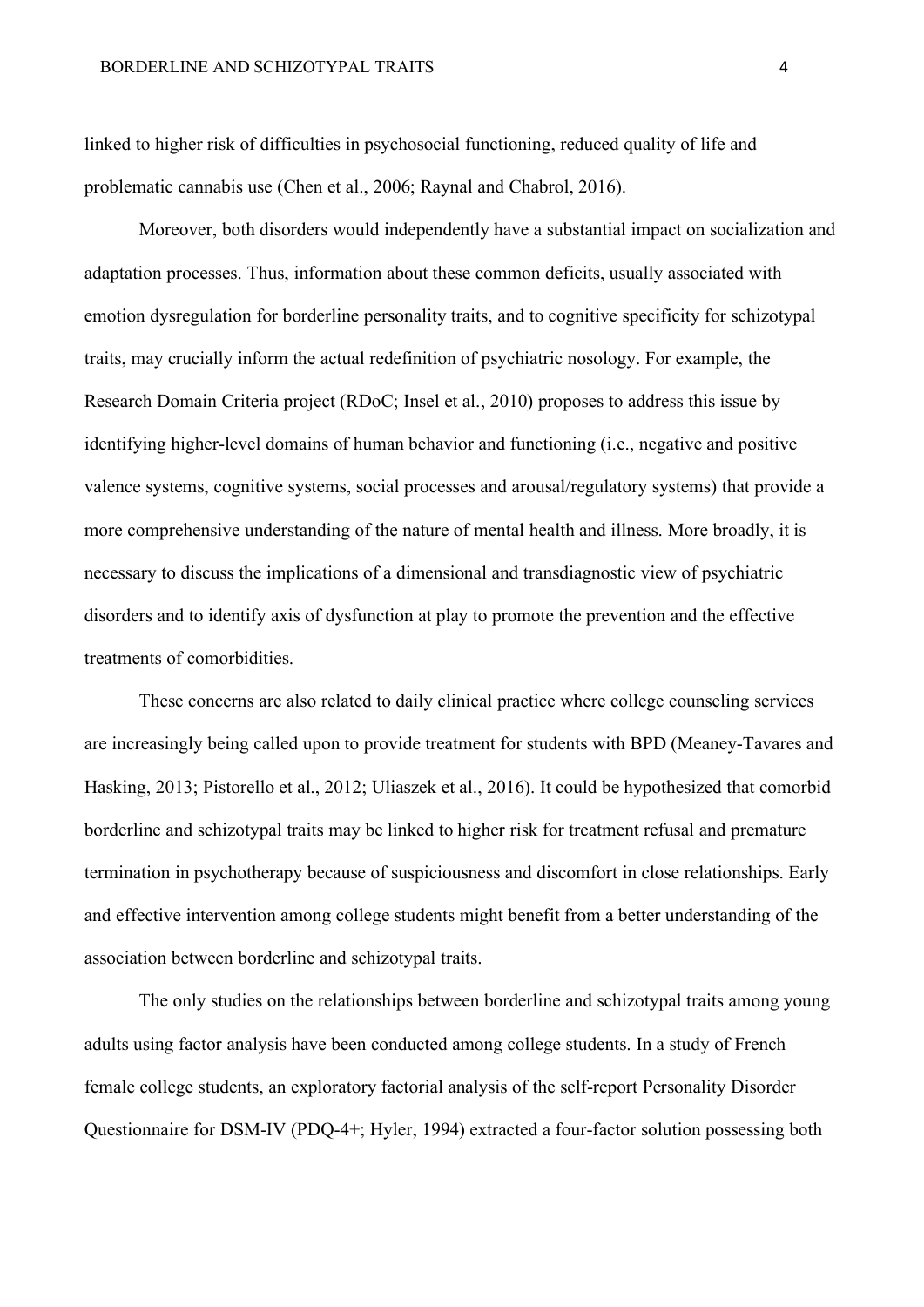linked to higher risk of difficulties in psychosocial functioning, reduced quality of life and problematic cannabis use (Chen et al., 2006; Raynal and Chabrol, 2016).

Moreover, both disorders would independently have a substantial impact on socialization and adaptation processes. Thus, information about these common deficits, usually associated with emotion dysregulation for borderline personality traits, and to cognitive specificity for schizotypal traits, may crucially inform the actual redefinition of psychiatric nosology. For example, the Research Domain Criteria project (RDoC; Insel et al., 2010) proposes to address this issue by identifying higher-level domains of human behavior and functioning (i.e., negative and positive valence systems, cognitive systems, social processes and arousal/regulatory systems) that provide a more comprehensive understanding of the nature of mental health and illness. More broadly, it is necessary to discuss the implications of a dimensional and transdiagnostic view of psychiatric disorders and to identify axis of dysfunction at play to promote the prevention and the effective treatments of comorbidities.

These concerns are also related to daily clinical practice where college counseling services are increasingly being called upon to provide treatment for students with BPD (Meaney-Tavares and Hasking, 2013; Pistorello et al., 2012; Uliaszek et al., 2016). It could be hypothesized that comorbid borderline and schizotypal traits may be linked to higher risk for treatment refusal and premature termination in psychotherapy because of suspiciousness and discomfort in close relationships. Early and effective intervention among college students might benefit from a better understanding of the association between borderline and schizotypal traits.

The only studies on the relationships between borderline and schizotypal traits among young adults using factor analysis have been conducted among college students. In a study of French female college students, an exploratory factorial analysis of the self-report Personality Disorder Questionnaire for DSM-IV (PDQ-4+; Hyler, 1994) extracted a four-factor solution possessing both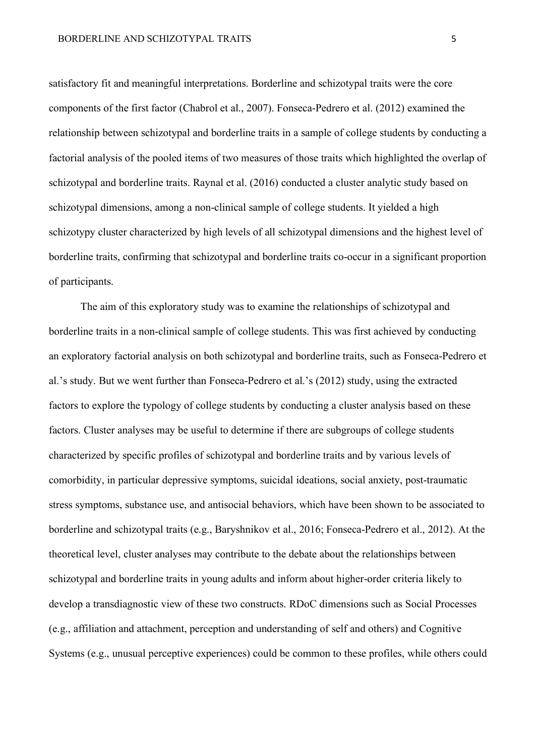satisfactory fit and meaningful interpretations. Borderline and schizotypal traits were the core components of the first factor (Chabrol et al., 2007). Fonseca-Pedrero et al. (2012) examined the relationship between schizotypal and borderline traits in a sample of college students by conducting a factorial analysis of the pooled items of two measures of those traits which highlighted the overlap of schizotypal and borderline traits. Raynal et al. (2016) conducted a cluster analytic study based on schizotypal dimensions, among a non-clinical sample of college students. It yielded a high schizotypy cluster characterized by high levels of all schizotypal dimensions and the highest level of borderline traits, confirming that schizotypal and borderline traits co-occur in a significant proportion of participants.

The aim of this exploratory study was to examine the relationships of schizotypal and borderline traits in a non-clinical sample of college students. This was first achieved by conducting an exploratory factorial analysis on both schizotypal and borderline traits, such as Fonseca-Pedrero et al.'s study. But we went further than Fonseca-Pedrero et al.'s (2012) study, using the extracted factors to explore the typology of college students by conducting a cluster analysis based on these factors. Cluster analyses may be useful to determine if there are subgroups of college students characterized by specific profiles of schizotypal and borderline traits and by various levels of comorbidity, in particular depressive symptoms, suicidal ideations, social anxiety, post-traumatic stress symptoms, substance use, and antisocial behaviors, which have been shown to be associated to borderline and schizotypal traits (e.g., Baryshnikov et al., 2016; Fonseca-Pedrero et al., 2012). At the theoretical level, cluster analyses may contribute to the debate about the relationships between schizotypal and borderline traits in young adults and inform about higher-order criteria likely to develop a transdiagnostic view of these two constructs. RDoC dimensions such as Social Processes (e.g., affiliation and attachment, perception and understanding of self and others) and Cognitive Systems (e.g., unusual perceptive experiences) could be common to these profiles, while others could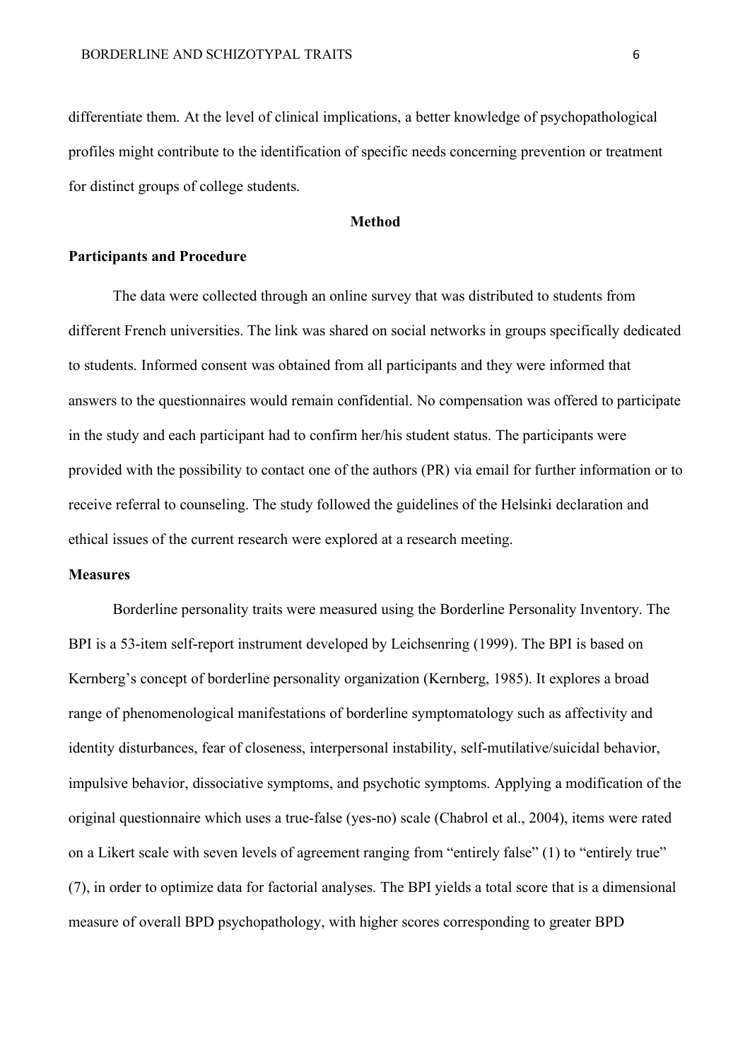differentiate them. At the level of clinical implications, a better knowledge of psychopathological profiles might contribute to the identification of specific needs concerning prevention or treatment for distinct groups of college students.

## Method

### Participants and Procedure

The data were collected through an online survey that was distributed to students from different French universities. The link was shared on social networks in groups specifically dedicated to students. Informed consent was obtained from all participants and they were informed that answers to the questionnaires would remain confidential. No compensation was offered to participate in the study and each participant had to confirm her/his student status. The participants were provided with the possibility to contact one of the authors (PR) via email for further information or to receive referral to counseling. The study followed the guidelines of the Helsinki declaration and ethical issues of the current research were explored at a research meeting.

### Measures

Borderline personality traits were measured using the Borderline Personality Inventory. The BPI is a 53-item self-report instrument developed by Leichsenring (1999). The BPI is based on Kernberg's concept of borderline personality organization (Kernberg, 1985). It explores a broad range of phenomenological manifestations of borderline symptomatology such as affectivity and identity disturbances, fear of closeness, interpersonal instability, self-mutilative/suicidal behavior, impulsive behavior, dissociative symptoms, and psychotic symptoms. Applying a modification of the original questionnaire which uses a true-false (yes-no) scale (Chabrol et al., 2004), items were rated on a Likert scale with seven levels of agreement ranging from "entirely false" (1) to "entirely true" (7), in order to optimize data for factorial analyses. The BPI yields a total score that is a dimensional measure of overall BPD psychopathology, with higher scores corresponding to greater BPD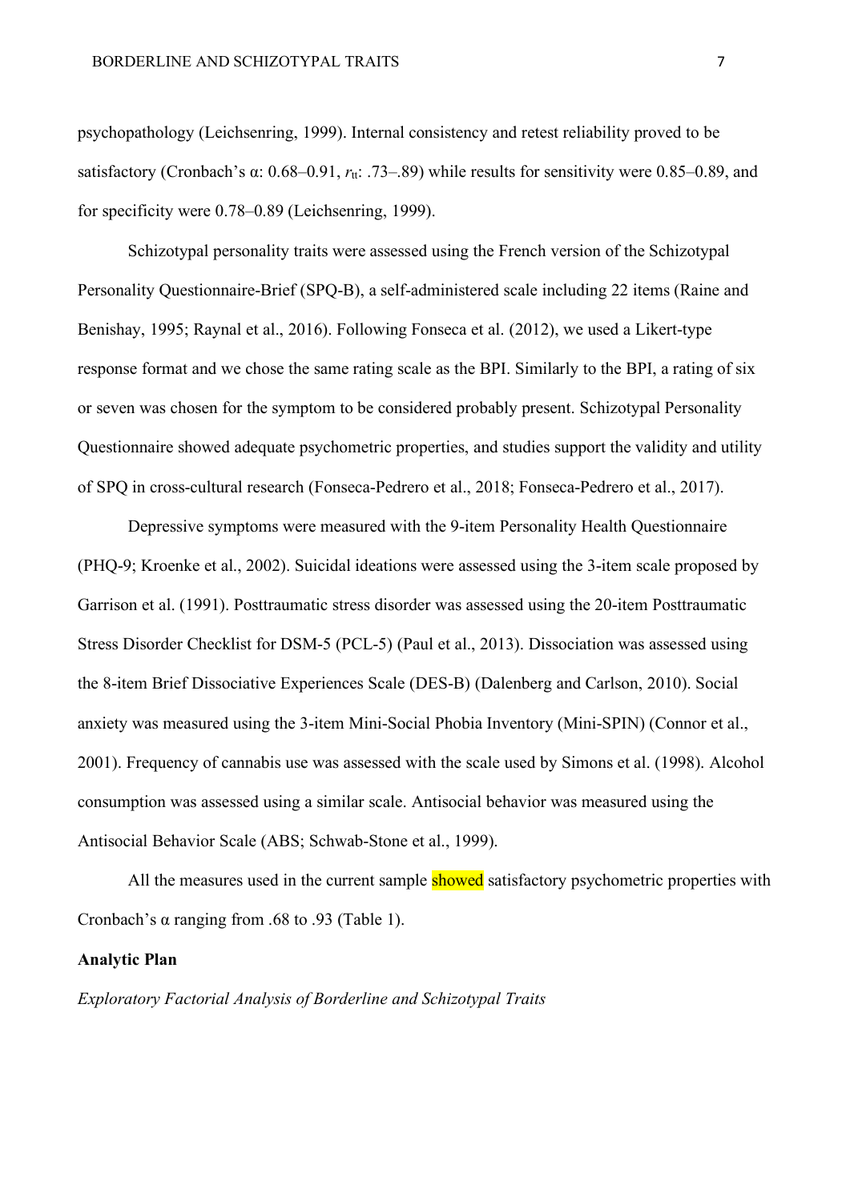psychopathology (Leichsenring, 1999). Internal consistency and retest reliability proved to be satisfactory (Cronbach's α: 0.68–0.91, $r_{tt}$: .73–.89) while results for sensitivity were 0.85–0.89, and for specificity were 0.78–0.89 (Leichsenring, 1999).

Schizotypal personality traits were assessed using the French version of the Schizotypal Personality Questionnaire-Brief (SPQ-B), a self-administered scale including 22 items (Raine and Benishay, 1995; Raynal et al., 2016). Following Fonseca et al. (2012), we used a Likert-type response format and we chose the same rating scale as the BPI. Similarly to the BPI, a rating of six or seven was chosen for the symptom to be considered probably present. Schizotypal Personality Questionnaire showed adequate psychometric properties, and studies support the validity and utility of SPQ in cross-cultural research (Fonseca-Pedrero et al., 2018; Fonseca-Pedrero et al., 2017).

Depressive symptoms were measured with the 9-item Personality Health Questionnaire (PHQ-9; Kroenke et al., 2002). Suicidal ideations were assessed using the 3-item scale proposed by Garrison et al. (1991). Posttraumatic stress disorder was assessed using the 20-item Posttraumatic Stress Disorder Checklist for DSM-5 (PCL-5) (Paul et al., 2013). Dissociation was assessed using the 8-item Brief Dissociative Experiences Scale (DES-B) (Dalenberg and Carlson, 2010). Social anxiety was measured using the 3-item Mini-Social Phobia Inventory (Mini-SPIN) (Connor et al., 2001). Frequency of cannabis use was assessed with the scale used by Simons et al. (1998). Alcohol consumption was assessed using a similar scale. Antisocial behavior was measured using the Antisocial Behavior Scale (ABS; Schwab-Stone et al., 1999).

All the measures used in the current sample showed satisfactory psychometric properties with Cronbach's α ranging from .68 to .93 (Table 1).

**Analytic Plan**

*Exploratory Factorial Analysis of Borderline and Schizotypal Traits*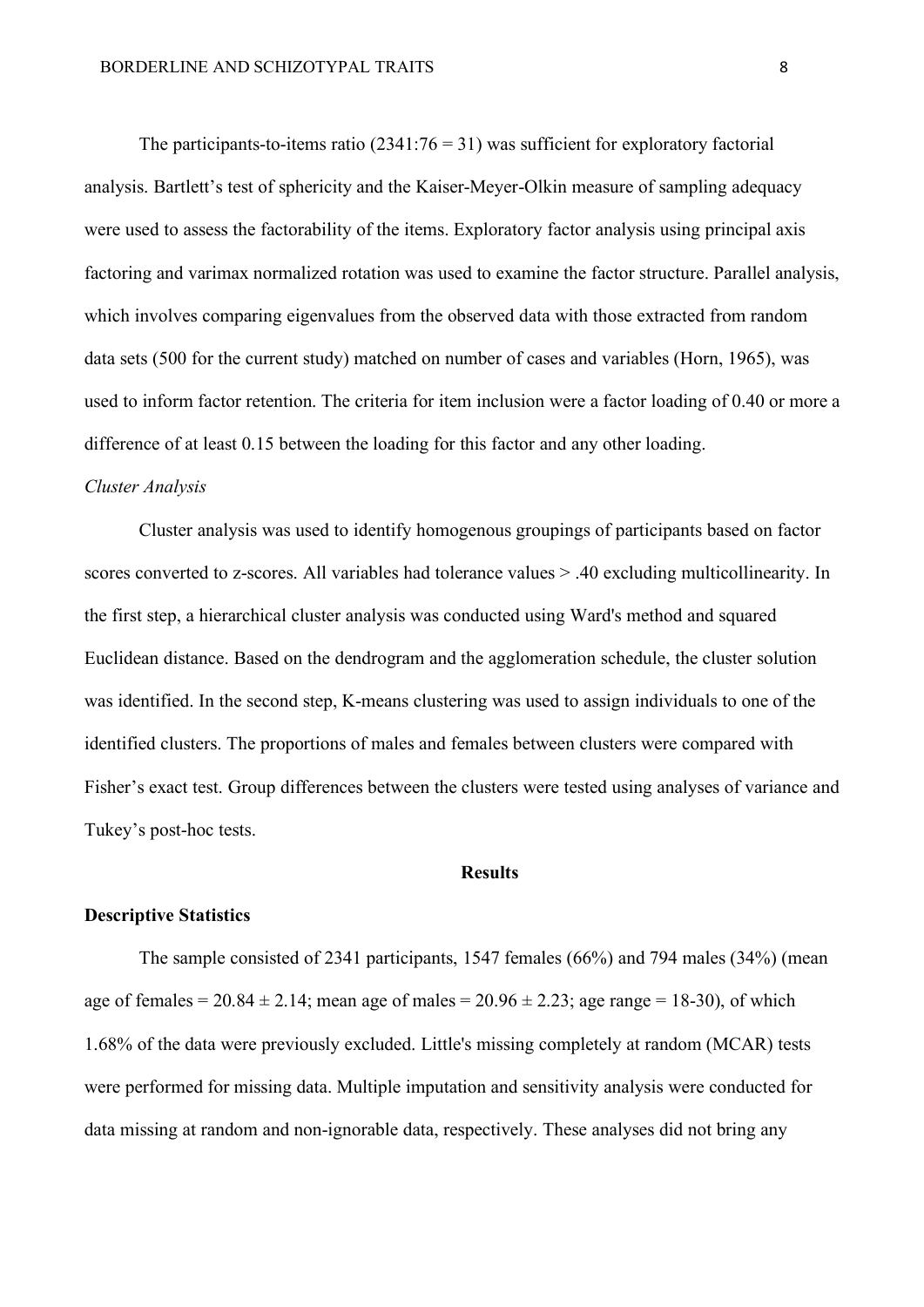The participants-to-items ratio (2341:76 = 31) was sufficient for exploratory factorial analysis. Bartlett's test of sphericity and the Kaiser-Meyer-Olkin measure of sampling adequacy were used to assess the factorability of the items. Exploratory factor analysis using principal axis factoring and varimax normalized rotation was used to examine the factor structure. Parallel analysis, which involves comparing eigenvalues from the observed data with those extracted from random data sets (500 for the current study) matched on number of cases and variables (Horn, 1965), was used to inform factor retention. The criteria for item inclusion were a factor loading of 0.40 or more a difference of at least 0.15 between the loading for this factor and any other loading.

*Cluster Analysis*

Cluster analysis was used to identify homogenous groupings of participants based on factor scores converted to z-scores. All variables had tolerance values > .40 excluding multicollinearity. In the first step, a hierarchical cluster analysis was conducted using Ward's method and squared Euclidean distance. Based on the dendrogram and the agglomeration schedule, the cluster solution was identified. In the second step, K-means clustering was used to assign individuals to one of the identified clusters. The proportions of males and females between clusters were compared with Fisher's exact test. Group differences between the clusters were tested using analyses of variance and Tukey's post-hoc tests.

## Results

### Descriptive Statistics

The sample consisted of 2341 participants, 1547 females (66%) and 794 males (34%) (mean age of females = $20.84 \pm 2.14$; mean age of males = $20.96 \pm 2.23$; age range = 18-30), of which 1.68% of the data were previously excluded. Little's missing completely at random (MCAR) tests were performed for missing data. Multiple imputation and sensitivity analysis were conducted for data missing at random and non-ignorable data, respectively. These analyses did not bring any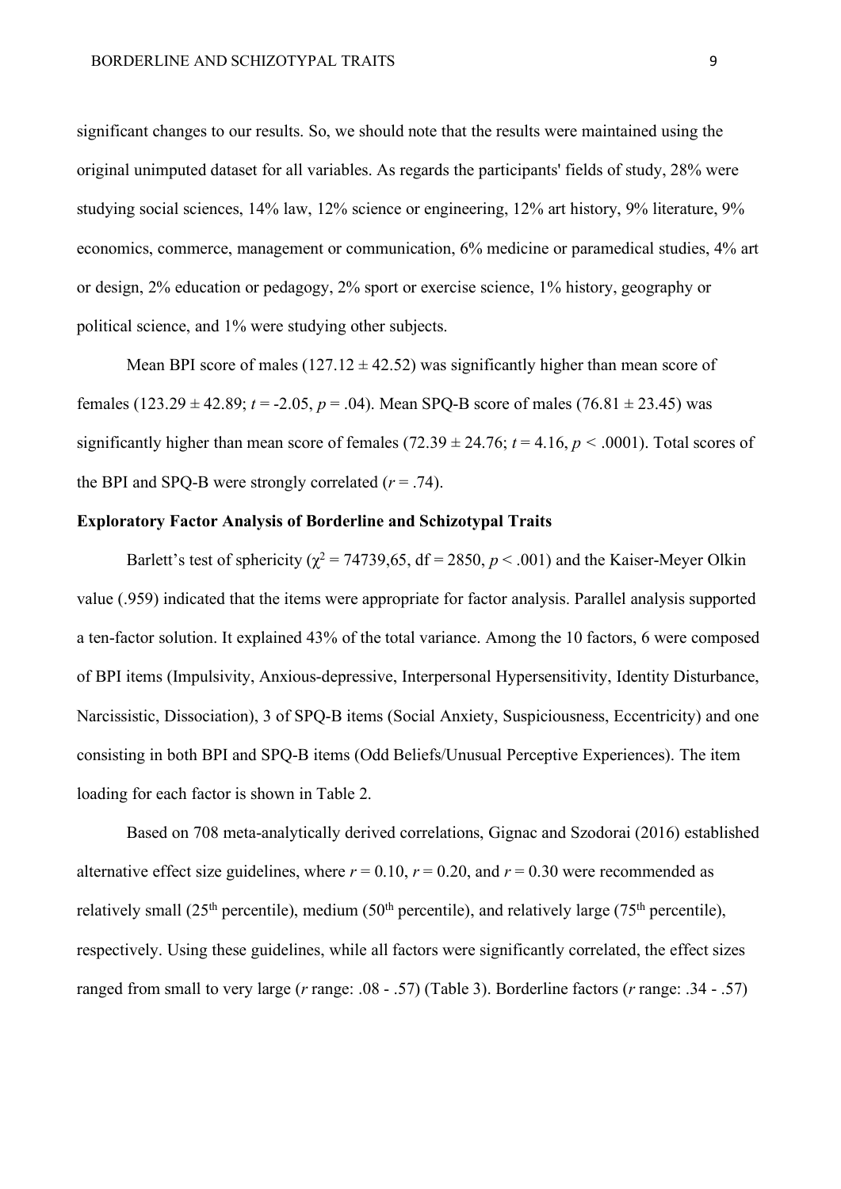significant changes to our results. So, we should note that the results were maintained using the original unimputed dataset for all variables. As regards the participants' fields of study, 28% were studying social sciences, 14% law, 12% science or engineering, 12% art history, 9% literature, 9% economics, commerce, management or communication, 6% medicine or paramedical studies, 4% art or design, 2% education or pedagogy, 2% sport or exercise science, 1% history, geography or political science, and 1% were studying other subjects.

Mean BPI score of males (127.12 ± 42.52) was significantly higher than mean score of females (123.29 ± 42.89; $t = -2.05$, $p = .04$). Mean SPQ-B score of males (76.81 ± 23.45) was significantly higher than mean score of females (72.39 ± 24.76; $t = 4.16$, $p < .0001$). Total scores of the BPI and SPQ-B were strongly correlated ($r = .74$).

**Exploratory Factor Analysis of Borderline and Schizotypal Traits**

Barlett's test of sphericity ($\chi^2 = 74739{,}65$, df = 2850, $p < .001$) and the Kaiser-Meyer Olkin value (.959) indicated that the items were appropriate for factor analysis. Parallel analysis supported a ten-factor solution. It explained 43% of the total variance. Among the 10 factors, 6 were composed of BPI items (Impulsivity, Anxious-depressive, Interpersonal Hypersensitivity, Identity Disturbance, Narcissistic, Dissociation), 3 of SPQ-B items (Social Anxiety, Suspiciousness, Eccentricity) and one consisting in both BPI and SPQ-B items (Odd Beliefs/Unusual Perceptive Experiences). The item loading for each factor is shown in Table 2.

Based on 708 meta-analytically derived correlations, Gignac and Szodorai (2016) established alternative effect size guidelines, where $r = 0.10$, $r = 0.20$, and $r = 0.30$ were recommended as relatively small (25th percentile), medium (50th percentile), and relatively large (75th percentile), respectively. Using these guidelines, while all factors were significantly correlated, the effect sizes ranged from small to very large ($r$ range: .08 - .57) (Table 3). Borderline factors ($r$ range: .34 - .57)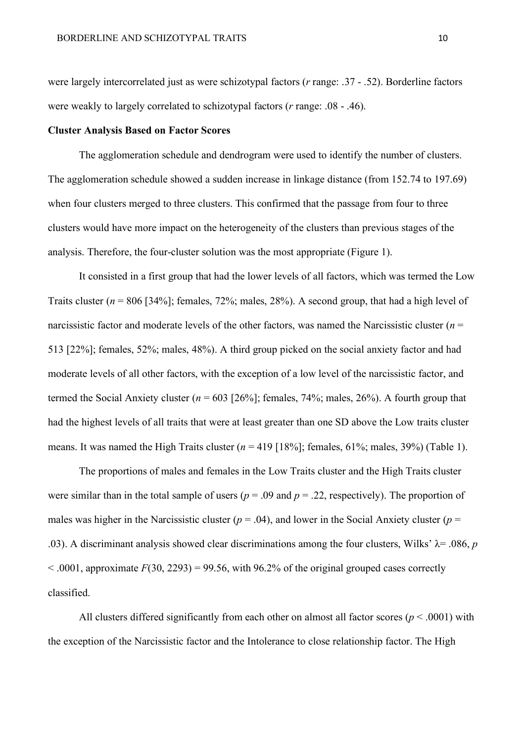were largely intercorrelated just as were schizotypal factors (*r* range: .37 - .52). Borderline factors were weakly to largely correlated to schizotypal factors (*r* range: .08 - .46).

**Cluster Analysis Based on Factor Scores**

The agglomeration schedule and dendrogram were used to identify the number of clusters. The agglomeration schedule showed a sudden increase in linkage distance (from 152.74 to 197.69) when four clusters merged to three clusters. This confirmed that the passage from four to three clusters would have more impact on the heterogeneity of the clusters than previous stages of the analysis. Therefore, the four-cluster solution was the most appropriate (Figure 1).

It consisted in a first group that had the lower levels of all factors, which was termed the Low Traits cluster ($n$ = 806 [34%]; females, 72%; males, 28%). A second group, that had a high level of narcissistic factor and moderate levels of the other factors, was named the Narcissistic cluster ($n$ = 513 [22%]; females, 52%; males, 48%). A third group picked on the social anxiety factor and had moderate levels of all other factors, with the exception of a low level of the narcissistic factor, and termed the Social Anxiety cluster ($n$ = 603 [26%]; females, 74%; males, 26%). A fourth group that had the highest levels of all traits that were at least greater than one SD above the Low traits cluster means. It was named the High Traits cluster ($n$ = 419 [18%]; females, 61%; males, 39%) (Table 1).

The proportions of males and females in the Low Traits cluster and the High Traits cluster were similar than in the total sample of users ($p$ = .09 and $p$ = .22, respectively). The proportion of males was higher in the Narcissistic cluster ($p$ = .04), and lower in the Social Anxiety cluster ($p$ = .03). A discriminant analysis showed clear discriminations among the four clusters, Wilks' $\lambda$= .086, $p$ < .0001, approximate $F(30, 2293) = 99.56$, with 96.2% of the original grouped cases correctly classified.

All clusters differed significantly from each other on almost all factor scores ($p$ < .0001) with the exception of the Narcissistic factor and the Intolerance to close relationship factor. The High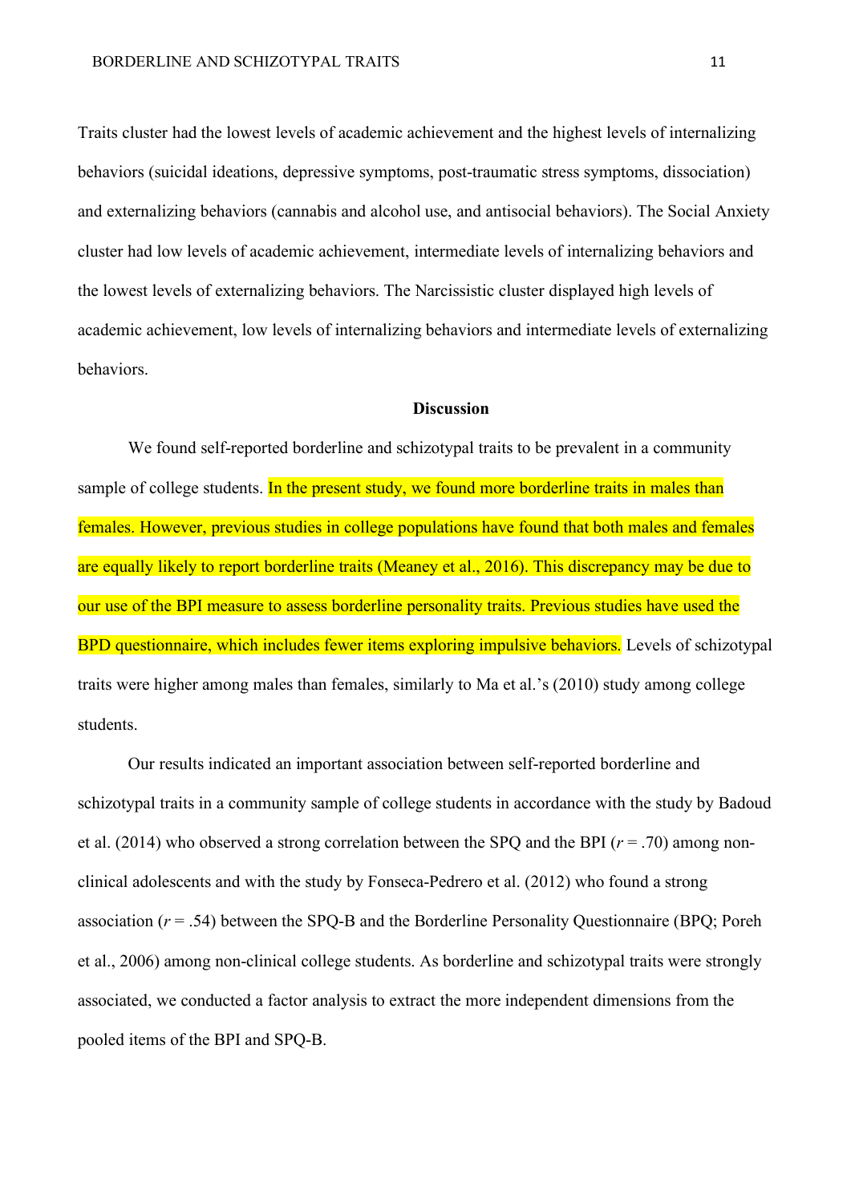Traits cluster had the lowest levels of academic achievement and the highest levels of internalizing behaviors (suicidal ideations, depressive symptoms, post-traumatic stress symptoms, dissociation) and externalizing behaviors (cannabis and alcohol use, and antisocial behaviors). The Social Anxiety cluster had low levels of academic achievement, intermediate levels of internalizing behaviors and the lowest levels of externalizing behaviors. The Narcissistic cluster displayed high levels of academic achievement, low levels of internalizing behaviors and intermediate levels of externalizing behaviors.

## Discussion

We found self-reported borderline and schizotypal traits to be prevalent in a community sample of college students. In the present study, we found more borderline traits in males than females. However, previous studies in college populations have found that both males and females are equally likely to report borderline traits (Meaney et al., 2016). This discrepancy may be due to our use of the BPI measure to assess borderline personality traits. Previous studies have used the BPD questionnaire, which includes fewer items exploring impulsive behaviors. Levels of schizotypal traits were higher among males than females, similarly to Ma et al.'s (2010) study among college students.

Our results indicated an important association between self-reported borderline and schizotypal traits in a community sample of college students in accordance with the study by Badoud et al. (2014) who observed a strong correlation between the SPQ and the BPI ($r$ = .70) among non-clinical adolescents and with the study by Fonseca-Pedrero et al. (2012) who found a strong association ($r$ = .54) between the SPQ-B and the Borderline Personality Questionnaire (BPQ; Poreh et al., 2006) among non-clinical college students. As borderline and schizotypal traits were strongly associated, we conducted a factor analysis to extract the more independent dimensions from the pooled items of the BPI and SPQ-B.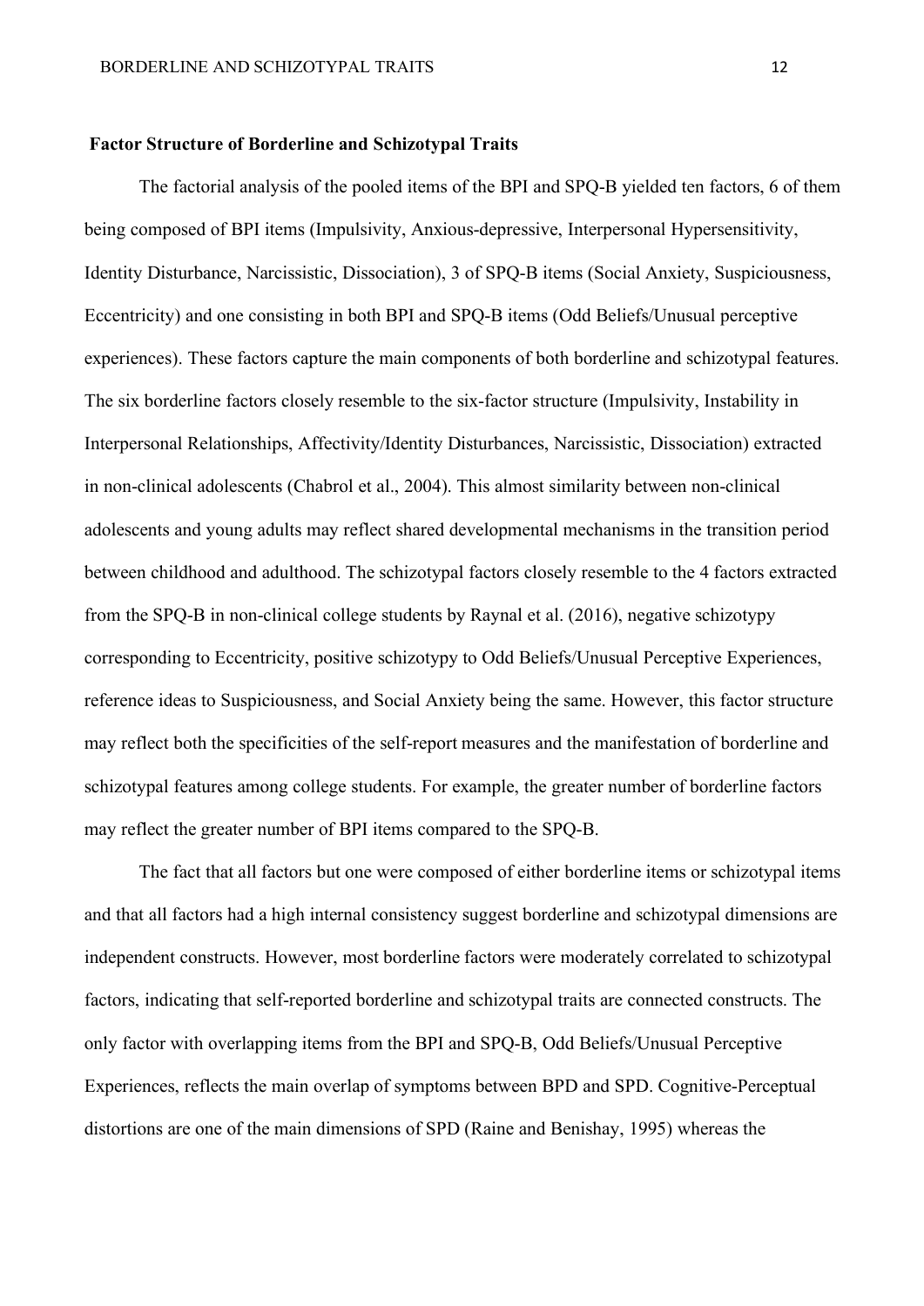**Factor Structure of Borderline and Schizotypal Traits**

The factorial analysis of the pooled items of the BPI and SPQ-B yielded ten factors, 6 of them being composed of BPI items (Impulsivity, Anxious-depressive, Interpersonal Hypersensitivity, Identity Disturbance, Narcissistic, Dissociation), 3 of SPQ-B items (Social Anxiety, Suspiciousness, Eccentricity) and one consisting in both BPI and SPQ-B items (Odd Beliefs/Unusual perceptive experiences). These factors capture the main components of both borderline and schizotypal features. The six borderline factors closely resemble to the six-factor structure (Impulsivity, Instability in Interpersonal Relationships, Affectivity/Identity Disturbances, Narcissistic, Dissociation) extracted in non-clinical adolescents (Chabrol et al., 2004). This almost similarity between non-clinical adolescents and young adults may reflect shared developmental mechanisms in the transition period between childhood and adulthood. The schizotypal factors closely resemble to the 4 factors extracted from the SPQ-B in non-clinical college students by Raynal et al. (2016), negative schizotypy corresponding to Eccentricity, positive schizotypy to Odd Beliefs/Unusual Perceptive Experiences, reference ideas to Suspiciousness, and Social Anxiety being the same. However, this factor structure may reflect both the specificities of the self-report measures and the manifestation of borderline and schizotypal features among college students. For example, the greater number of borderline factors may reflect the greater number of BPI items compared to the SPQ-B.

The fact that all factors but one were composed of either borderline items or schizotypal items and that all factors had a high internal consistency suggest borderline and schizotypal dimensions are independent constructs. However, most borderline factors were moderately correlated to schizotypal factors, indicating that self-reported borderline and schizotypal traits are connected constructs. The only factor with overlapping items from the BPI and SPQ-B, Odd Beliefs/Unusual Perceptive Experiences, reflects the main overlap of symptoms between BPD and SPD. Cognitive-Perceptual distortions are one of the main dimensions of SPD (Raine and Benishay, 1995) whereas the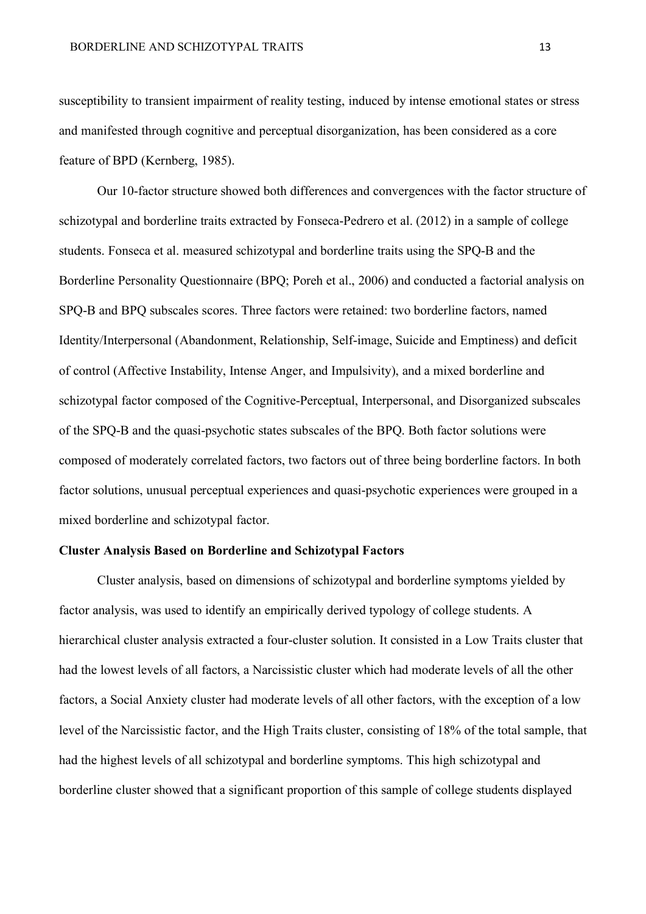susceptibility to transient impairment of reality testing, induced by intense emotional states or stress and manifested through cognitive and perceptual disorganization, has been considered as a core feature of BPD (Kernberg, 1985).

Our 10-factor structure showed both differences and convergences with the factor structure of schizotypal and borderline traits extracted by Fonseca-Pedrero et al. (2012) in a sample of college students. Fonseca et al. measured schizotypal and borderline traits using the SPQ-B and the Borderline Personality Questionnaire (BPQ; Poreh et al., 2006) and conducted a factorial analysis on SPQ-B and BPQ subscales scores. Three factors were retained: two borderline factors, named Identity/Interpersonal (Abandonment, Relationship, Self-image, Suicide and Emptiness) and deficit of control (Affective Instability, Intense Anger, and Impulsivity), and a mixed borderline and schizotypal factor composed of the Cognitive-Perceptual, Interpersonal, and Disorganized subscales of the SPQ-B and the quasi-psychotic states subscales of the BPQ. Both factor solutions were composed of moderately correlated factors, two factors out of three being borderline factors. In both factor solutions, unusual perceptual experiences and quasi-psychotic experiences were grouped in a mixed borderline and schizotypal factor.

**Cluster Analysis Based on Borderline and Schizotypal Factors**

Cluster analysis, based on dimensions of schizotypal and borderline symptoms yielded by factor analysis, was used to identify an empirically derived typology of college students. A hierarchical cluster analysis extracted a four-cluster solution. It consisted in a Low Traits cluster that had the lowest levels of all factors, a Narcissistic cluster which had moderate levels of all the other factors, a Social Anxiety cluster had moderate levels of all other factors, with the exception of a low level of the Narcissistic factor, and the High Traits cluster, consisting of 18% of the total sample, that had the highest levels of all schizotypal and borderline symptoms. This high schizotypal and borderline cluster showed that a significant proportion of this sample of college students displayed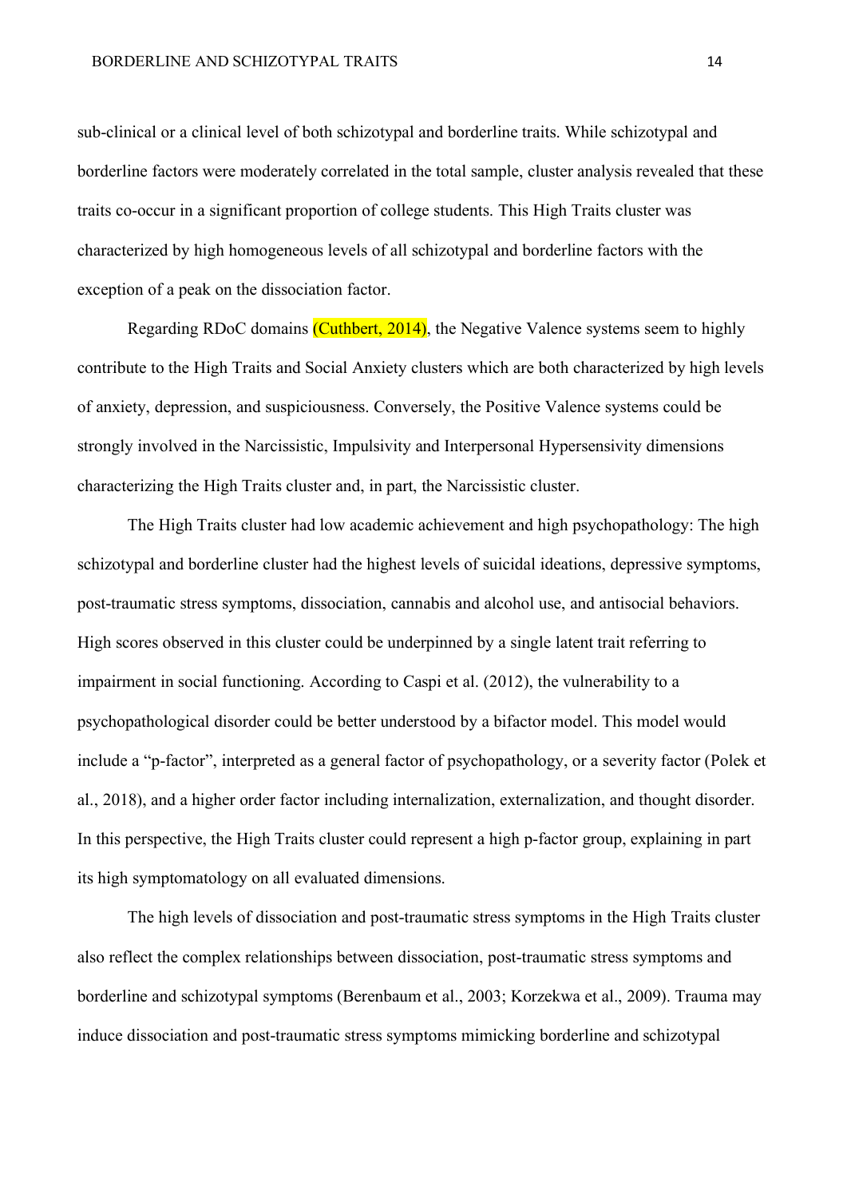sub-clinical or a clinical level of both schizotypal and borderline traits. While schizotypal and borderline factors were moderately correlated in the total sample, cluster analysis revealed that these traits co-occur in a significant proportion of college students. This High Traits cluster was characterized by high homogeneous levels of all schizotypal and borderline factors with the exception of a peak on the dissociation factor.

Regarding RDoC domains (Cuthbert, 2014), the Negative Valence systems seem to highly contribute to the High Traits and Social Anxiety clusters which are both characterized by high levels of anxiety, depression, and suspiciousness. Conversely, the Positive Valence systems could be strongly involved in the Narcissistic, Impulsivity and Interpersonal Hypersensivity dimensions characterizing the High Traits cluster and, in part, the Narcissistic cluster.

The High Traits cluster had low academic achievement and high psychopathology: The high schizotypal and borderline cluster had the highest levels of suicidal ideations, depressive symptoms, post-traumatic stress symptoms, dissociation, cannabis and alcohol use, and antisocial behaviors. High scores observed in this cluster could be underpinned by a single latent trait referring to impairment in social functioning. According to Caspi et al. (2012), the vulnerability to a psychopathological disorder could be better understood by a bifactor model. This model would include a "p-factor", interpreted as a general factor of psychopathology, or a severity factor (Polek et al., 2018), and a higher order factor including internalization, externalization, and thought disorder. In this perspective, the High Traits cluster could represent a high p-factor group, explaining in part its high symptomatology on all evaluated dimensions.

The high levels of dissociation and post-traumatic stress symptoms in the High Traits cluster also reflect the complex relationships between dissociation, post-traumatic stress symptoms and borderline and schizotypal symptoms (Berenbaum et al., 2003; Korzekwa et al., 2009). Trauma may induce dissociation and post-traumatic stress symptoms mimicking borderline and schizotypal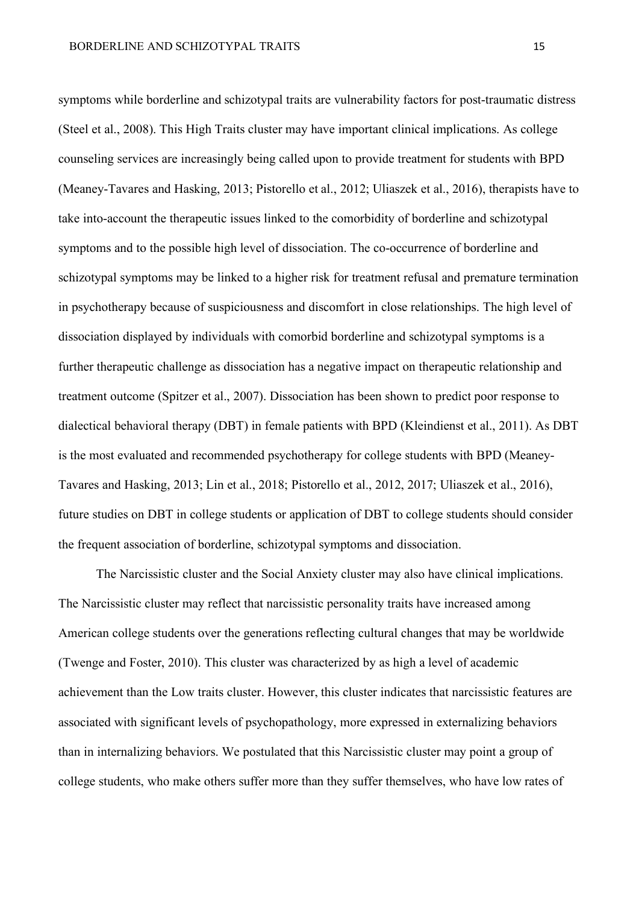symptoms while borderline and schizotypal traits are vulnerability factors for post-traumatic distress (Steel et al., 2008). This High Traits cluster may have important clinical implications. As college counseling services are increasingly being called upon to provide treatment for students with BPD (Meaney-Tavares and Hasking, 2013; Pistorello et al., 2012; Uliaszek et al., 2016), therapists have to take into-account the therapeutic issues linked to the comorbidity of borderline and schizotypal symptoms and to the possible high level of dissociation. The co-occurrence of borderline and schizotypal symptoms may be linked to a higher risk for treatment refusal and premature termination in psychotherapy because of suspiciousness and discomfort in close relationships. The high level of dissociation displayed by individuals with comorbid borderline and schizotypal symptoms is a further therapeutic challenge as dissociation has a negative impact on therapeutic relationship and treatment outcome (Spitzer et al., 2007). Dissociation has been shown to predict poor response to dialectical behavioral therapy (DBT) in female patients with BPD (Kleindienst et al., 2011). As DBT is the most evaluated and recommended psychotherapy for college students with BPD (Meaney-Tavares and Hasking, 2013; Lin et al., 2018; Pistorello et al., 2012, 2017; Uliaszek et al., 2016), future studies on DBT in college students or application of DBT to college students should consider the frequent association of borderline, schizotypal symptoms and dissociation.

The Narcissistic cluster and the Social Anxiety cluster may also have clinical implications. The Narcissistic cluster may reflect that narcissistic personality traits have increased among American college students over the generations reflecting cultural changes that may be worldwide (Twenge and Foster, 2010). This cluster was characterized by as high a level of academic achievement than the Low traits cluster. However, this cluster indicates that narcissistic features are associated with significant levels of psychopathology, more expressed in externalizing behaviors than in internalizing behaviors. We postulated that this Narcissistic cluster may point a group of college students, who make others suffer more than they suffer themselves, who have low rates of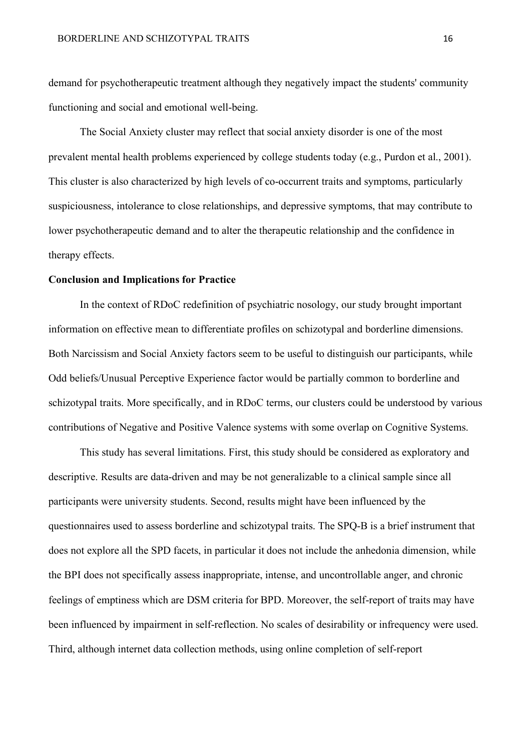demand for psychotherapeutic treatment although they negatively impact the students' community functioning and social and emotional well-being.

The Social Anxiety cluster may reflect that social anxiety disorder is one of the most prevalent mental health problems experienced by college students today (e.g., Purdon et al., 2001). This cluster is also characterized by high levels of co-occurrent traits and symptoms, particularly suspiciousness, intolerance to close relationships, and depressive symptoms, that may contribute to lower psychotherapeutic demand and to alter the therapeutic relationship and the confidence in therapy effects.

**Conclusion and Implications for Practice**

In the context of RDoC redefinition of psychiatric nosology, our study brought important information on effective mean to differentiate profiles on schizotypal and borderline dimensions. Both Narcissism and Social Anxiety factors seem to be useful to distinguish our participants, while Odd beliefs/Unusual Perceptive Experience factor would be partially common to borderline and schizotypal traits. More specifically, and in RDoC terms, our clusters could be understood by various contributions of Negative and Positive Valence systems with some overlap on Cognitive Systems.

This study has several limitations. First, this study should be considered as exploratory and descriptive. Results are data-driven and may be not generalizable to a clinical sample since all participants were university students. Second, results might have been influenced by the questionnaires used to assess borderline and schizotypal traits. The SPQ-B is a brief instrument that does not explore all the SPD facets, in particular it does not include the anhedonia dimension, while the BPI does not specifically assess inappropriate, intense, and uncontrollable anger, and chronic feelings of emptiness which are DSM criteria for BPD. Moreover, the self-report of traits may have been influenced by impairment in self-reflection. No scales of desirability or infrequency were used. Third, although internet data collection methods, using online completion of self-report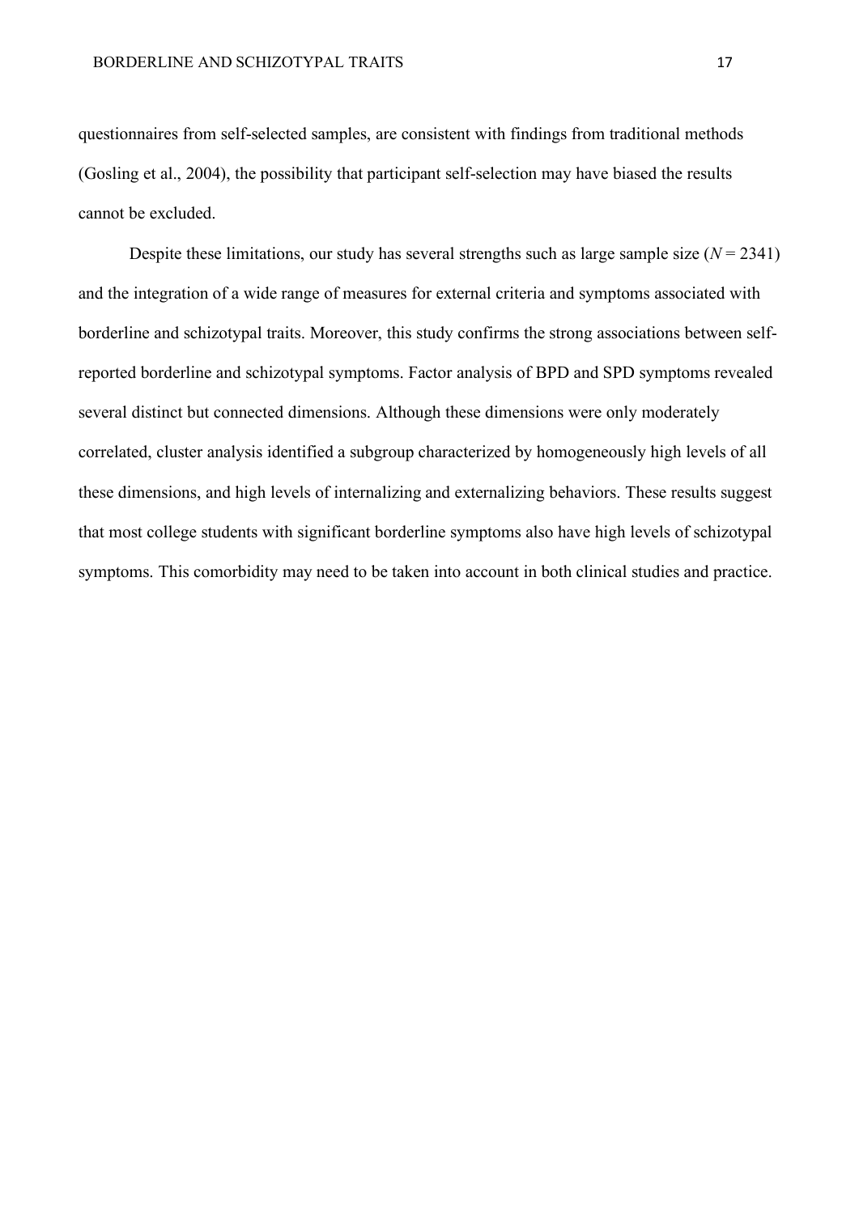questionnaires from self-selected samples, are consistent with findings from traditional methods (Gosling et al., 2004), the possibility that participant self-selection may have biased the results cannot be excluded.

Despite these limitations, our study has several strengths such as large sample size ($N = 2341$) and the integration of a wide range of measures for external criteria and symptoms associated with borderline and schizotypal traits. Moreover, this study confirms the strong associations between self-reported borderline and schizotypal symptoms. Factor analysis of BPD and SPD symptoms revealed several distinct but connected dimensions. Although these dimensions were only moderately correlated, cluster analysis identified a subgroup characterized by homogeneously high levels of all these dimensions, and high levels of internalizing and externalizing behaviors. These results suggest that most college students with significant borderline symptoms also have high levels of schizotypal symptoms. This comorbidity may need to be taken into account in both clinical studies and practice.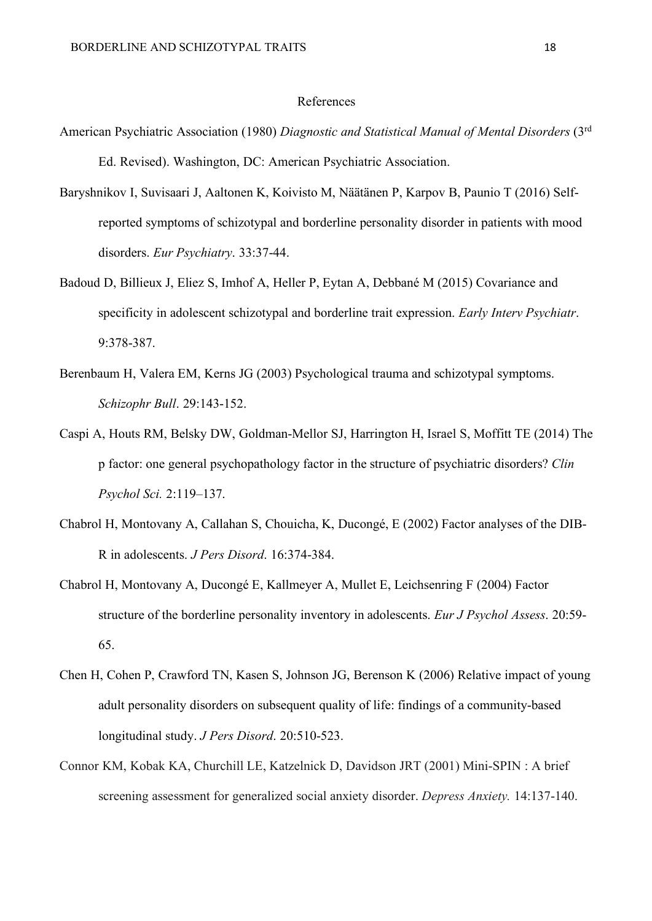# References

American Psychiatric Association (1980) *Diagnostic and Statistical Manual of Mental Disorders* (3rd Ed. Revised). Washington, DC: American Psychiatric Association.

Baryshnikov I, Suvisaari J, Aaltonen K, Koivisto M, Näätänen P, Karpov B, Paunio T (2016) Self-reported symptoms of schizotypal and borderline personality disorder in patients with mood disorders. *Eur Psychiatry*. 33:37-44.

Badoud D, Billieux J, Eliez S, Imhof A, Heller P, Eytan A, Debbané M (2015) Covariance and specificity in adolescent schizotypal and borderline trait expression. *Early Interv Psychiatr*. 9:378-387.

Berenbaum H, Valera EM, Kerns JG (2003) Psychological trauma and schizotypal symptoms. *Schizophr Bull*. 29:143-152.

Caspi A, Houts RM, Belsky DW, Goldman-Mellor SJ, Harrington H, Israel S, Moffitt TE (2014) The p factor: one general psychopathology factor in the structure of psychiatric disorders? *Clin Psychol Sci.* 2:119–137.

Chabrol H, Montovany A, Callahan S, Chouicha, K, Ducongé, E (2002) Factor analyses of the DIB-R in adolescents. *J Pers Disord*. 16:374-384.

Chabrol H, Montovany A, Ducongé E, Kallmeyer A, Mullet E, Leichsenring F (2004) Factor structure of the borderline personality inventory in adolescents. *Eur J Psychol Assess*. 20:59-65.

Chen H, Cohen P, Crawford TN, Kasen S, Johnson JG, Berenson K (2006) Relative impact of young adult personality disorders on subsequent quality of life: findings of a community-based longitudinal study. *J Pers Disord*. 20:510-523.

Connor KM, Kobak KA, Churchill LE, Katzelnick D, Davidson JRT (2001) Mini-SPIN : A brief screening assessment for generalized social anxiety disorder. *Depress Anxiety.* 14:137-140.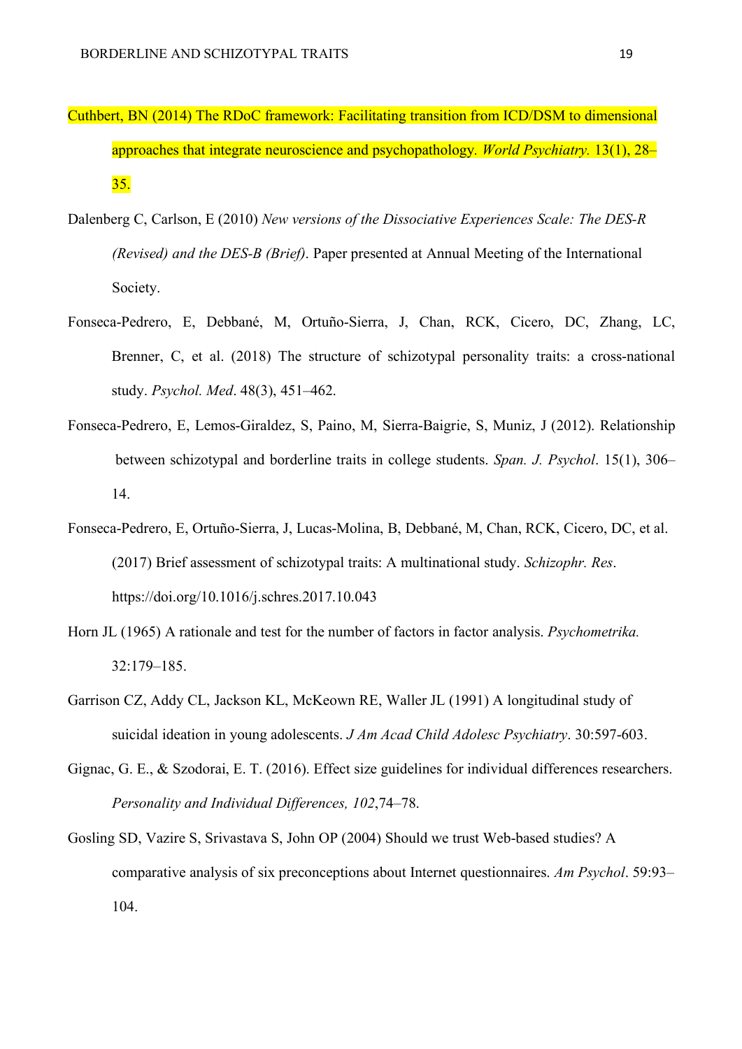Cuthbert, BN (2014) The RDoC framework: Facilitating transition from ICD/DSM to dimensional approaches that integrate neuroscience and psychopathology. *World Psychiatry.* 13(1), 28–35.

Dalenberg C, Carlson, E (2010) *New versions of the Dissociative Experiences Scale: The DES-R (Revised) and the DES-B (Brief)*. Paper presented at Annual Meeting of the International Society.

Fonseca-Pedrero, E, Debbané, M, Ortuño-Sierra, J, Chan, RCK, Cicero, DC, Zhang, LC, Brenner, C, et al. (2018) The structure of schizotypal personality traits: a cross-national study. *Psychol. Med*. 48(3), 451–462.

Fonseca-Pedrero, E, Lemos-Giraldez, S, Paino, M, Sierra-Baigrie, S, Muniz, J (2012). Relationship between schizotypal and borderline traits in college students. *Span. J. Psychol*. 15(1), 306–14.

Fonseca-Pedrero, E, Ortuño-Sierra, J, Lucas-Molina, B, Debbané, M, Chan, RCK, Cicero, DC, et al. (2017) Brief assessment of schizotypal traits: A multinational study. *Schizophr. Res*. https://doi.org/10.1016/j.schres.2017.10.043

Horn JL (1965) A rationale and test for the number of factors in factor analysis. *Psychometrika.* 32:179–185.

Garrison CZ, Addy CL, Jackson KL, McKeown RE, Waller JL (1991) A longitudinal study of suicidal ideation in young adolescents. *J Am Acad Child Adolesc Psychiatry*. 30:597-603.

Gignac, G. E., & Szodorai, E. T. (2016). Effect size guidelines for individual differences researchers. *Personality and Individual Differences, 102*,74–78.

Gosling SD, Vazire S, Srivastava S, John OP (2004) Should we trust Web-based studies? A comparative analysis of six preconceptions about Internet questionnaires. *Am Psychol*. 59:93–104.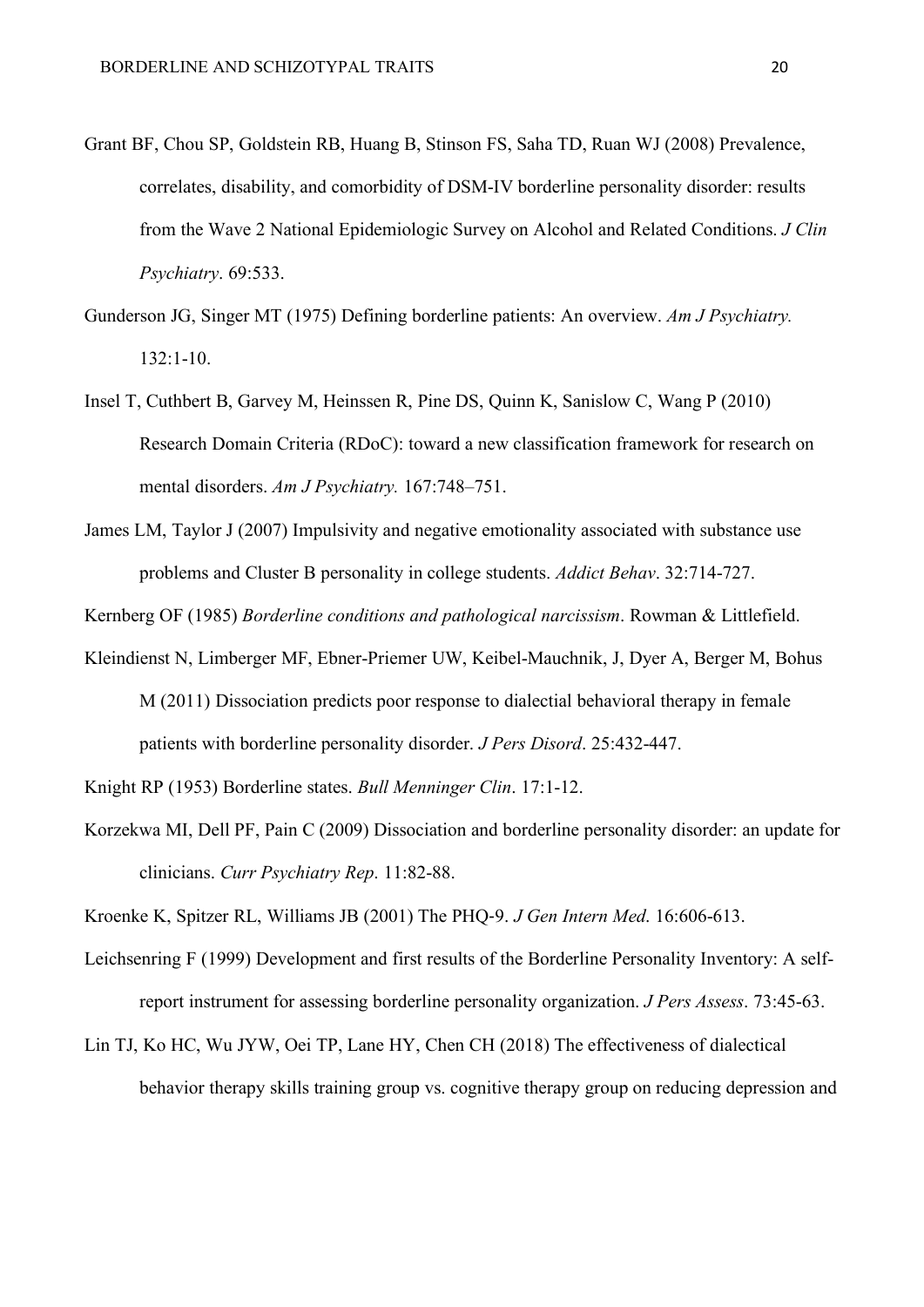Grant BF, Chou SP, Goldstein RB, Huang B, Stinson FS, Saha TD, Ruan WJ (2008) Prevalence, correlates, disability, and comorbidity of DSM-IV borderline personality disorder: results from the Wave 2 National Epidemiologic Survey on Alcohol and Related Conditions. *J Clin Psychiatry*. 69:533.

Gunderson JG, Singer MT (1975) Defining borderline patients: An overview. *Am J Psychiatry.* 132:1-10.

Insel T, Cuthbert B, Garvey M, Heinssen R, Pine DS, Quinn K, Sanislow C, Wang P (2010) Research Domain Criteria (RDoC): toward a new classification framework for research on mental disorders. *Am J Psychiatry.* 167:748–751.

James LM, Taylor J (2007) Impulsivity and negative emotionality associated with substance use problems and Cluster B personality in college students. *Addict Behav*. 32:714-727.

Kernberg OF (1985) *Borderline conditions and pathological narcissism*. Rowman & Littlefield.

Kleindienst N, Limberger MF, Ebner-Priemer UW, Keibel-Mauchnik, J, Dyer A, Berger M, Bohus M (2011) Dissociation predicts poor response to dialectial behavioral therapy in female patients with borderline personality disorder. *J Pers Disord*. 25:432-447.

Knight RP (1953) Borderline states. *Bull Menninger Clin*. 17:1-12.

Korzekwa MI, Dell PF, Pain C (2009) Dissociation and borderline personality disorder: an update for clinicians. *Curr Psychiatry Rep*. 11:82-88.

Kroenke K, Spitzer RL, Williams JB (2001) The PHQ-9. *J Gen Intern Med*. 16:606-613.

Leichsenring F (1999) Development and first results of the Borderline Personality Inventory: A self-report instrument for assessing borderline personality organization. *J Pers Assess*. 73:45-63.

Lin TJ, Ko HC, Wu JYW, Oei TP, Lane HY, Chen CH (2018) The effectiveness of dialectical behavior therapy skills training group vs. cognitive therapy group on reducing depression and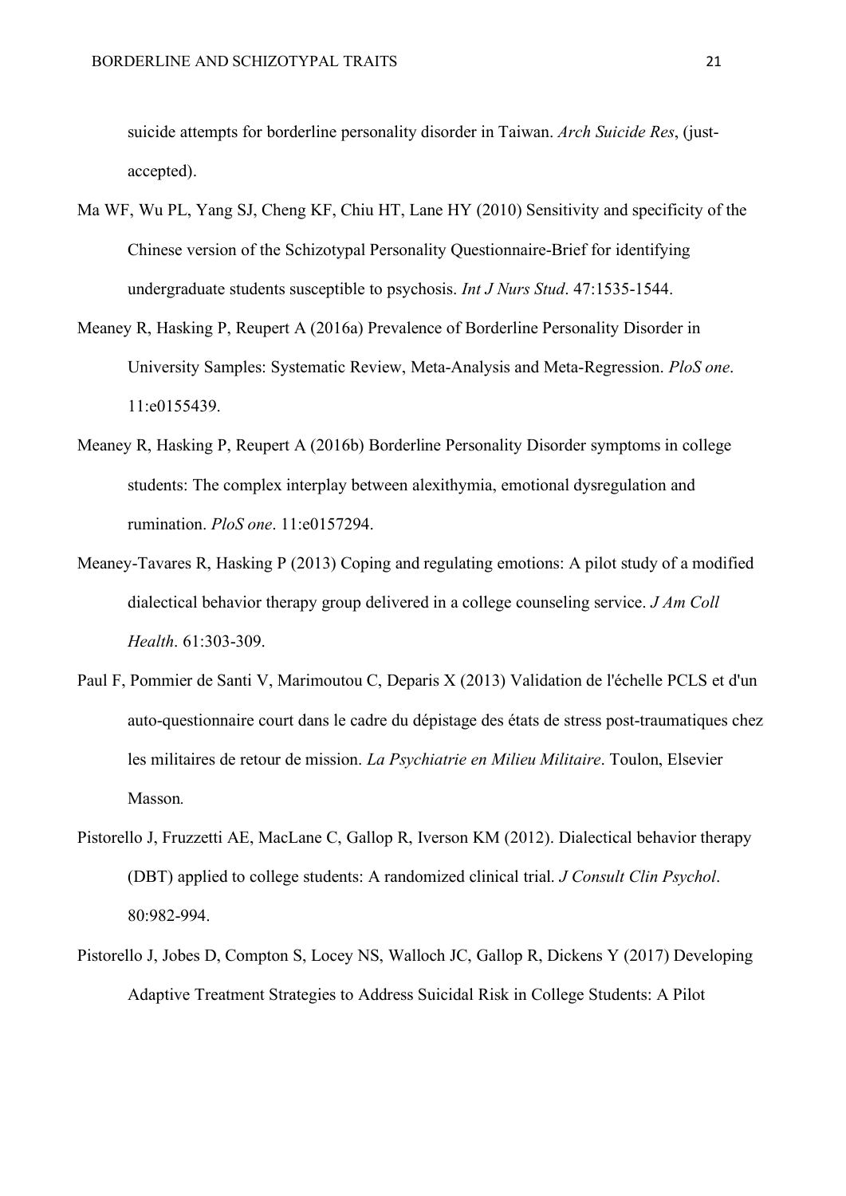suicide attempts for borderline personality disorder in Taiwan. *Arch Suicide Res*, (just-accepted).

Ma WF, Wu PL, Yang SJ, Cheng KF, Chiu HT, Lane HY (2010) Sensitivity and specificity of the Chinese version of the Schizotypal Personality Questionnaire-Brief for identifying undergraduate students susceptible to psychosis. *Int J Nurs Stud*. 47:1535-1544.

Meaney R, Hasking P, Reupert A (2016a) Prevalence of Borderline Personality Disorder in University Samples: Systematic Review, Meta-Analysis and Meta-Regression. *PloS one*. 11:e0155439.

Meaney R, Hasking P, Reupert A (2016b) Borderline Personality Disorder symptoms in college students: The complex interplay between alexithymia, emotional dysregulation and rumination. *PloS one*. 11:e0157294.

Meaney-Tavares R, Hasking P (2013) Coping and regulating emotions: A pilot study of a modified dialectical behavior therapy group delivered in a college counseling service. *J Am Coll Health*. 61:303-309.

Paul F, Pommier de Santi V, Marimoutou C, Deparis X (2013) Validation de l'échelle PCLS et d'un auto-questionnaire court dans le cadre du dépistage des états de stress post-traumatiques chez les militaires de retour de mission. *La Psychiatrie en Milieu Militaire*. Toulon, Elsevier Masson.

Pistorello J, Fruzzetti AE, MacLane C, Gallop R, Iverson KM (2012). Dialectical behavior therapy (DBT) applied to college students: A randomized clinical trial. *J Consult Clin Psychol*. 80:982-994.

Pistorello J, Jobes D, Compton S, Locey NS, Walloch JC, Gallop R, Dickens Y (2017) Developing Adaptive Treatment Strategies to Address Suicidal Risk in College Students: A Pilot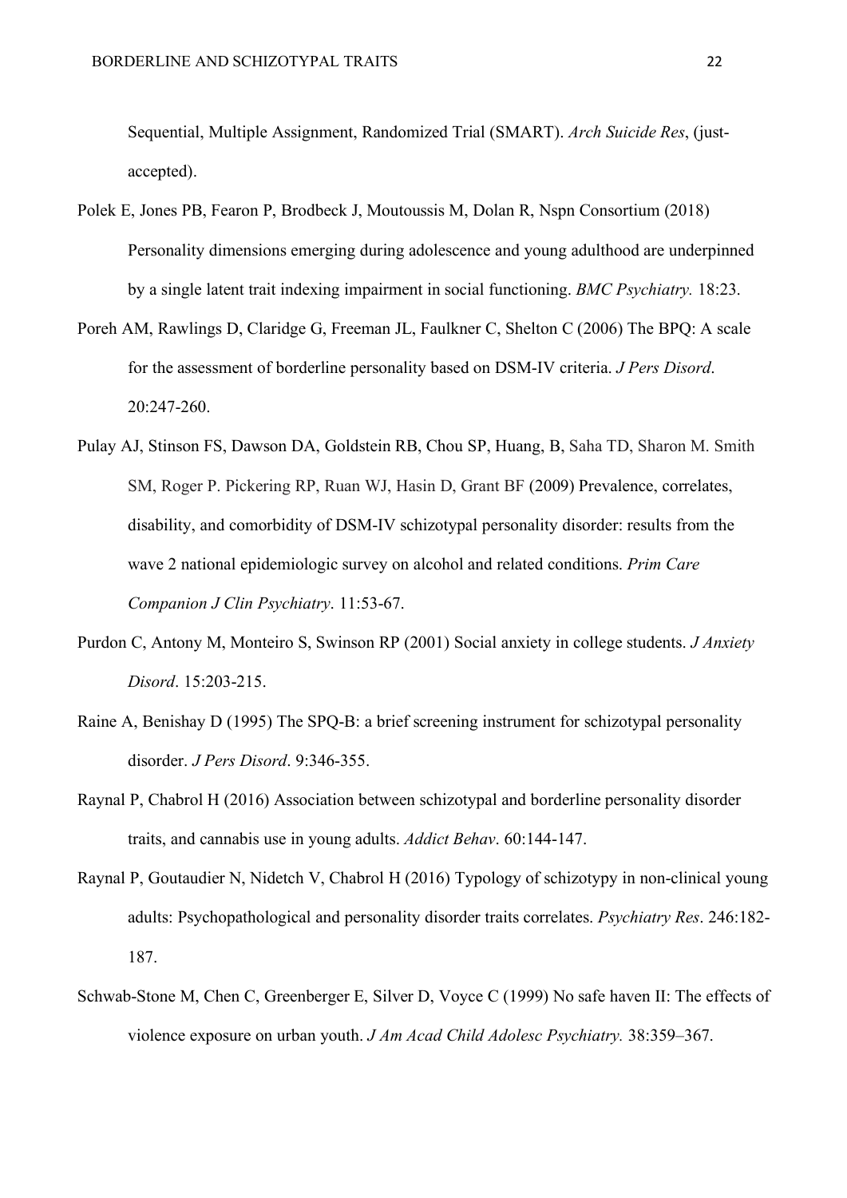Sequential, Multiple Assignment, Randomized Trial (SMART). *Arch Suicide Res*, (just-accepted).

Polek E, Jones PB, Fearon P, Brodbeck J, Moutoussis M, Dolan R, Nspn Consortium (2018) Personality dimensions emerging during adolescence and young adulthood are underpinned by a single latent trait indexing impairment in social functioning. *BMC Psychiatry.* 18:23.

Poreh AM, Rawlings D, Claridge G, Freeman JL, Faulkner C, Shelton C (2006) The BPQ: A scale for the assessment of borderline personality based on DSM-IV criteria. *J Pers Disord*. 20:247-260.

Pulay AJ, Stinson FS, Dawson DA, Goldstein RB, Chou SP, Huang, B, Saha TD, Sharon M. Smith SM, Roger P. Pickering RP, Ruan WJ, Hasin D, Grant BF (2009) Prevalence, correlates, disability, and comorbidity of DSM-IV schizotypal personality disorder: results from the wave 2 national epidemiologic survey on alcohol and related conditions. *Prim Care Companion J Clin Psychiatry*. 11:53-67.

Purdon C, Antony M, Monteiro S, Swinson RP (2001) Social anxiety in college students. *J Anxiety Disord*. 15:203-215.

Raine A, Benishay D (1995) The SPQ-B: a brief screening instrument for schizotypal personality disorder. *J Pers Disord*. 9:346-355.

Raynal P, Chabrol H (2016) Association between schizotypal and borderline personality disorder traits, and cannabis use in young adults. *Addict Behav*. 60:144-147.

Raynal P, Goutaudier N, Nidetch V, Chabrol H (2016) Typology of schizotypy in non-clinical young adults: Psychopathological and personality disorder traits correlates. *Psychiatry Res*. 246:182-187.

Schwab-Stone M, Chen C, Greenberger E, Silver D, Voyce C (1999) No safe haven II: The effects of violence exposure on urban youth. *J Am Acad Child Adolesc Psychiatry.* 38:359–367.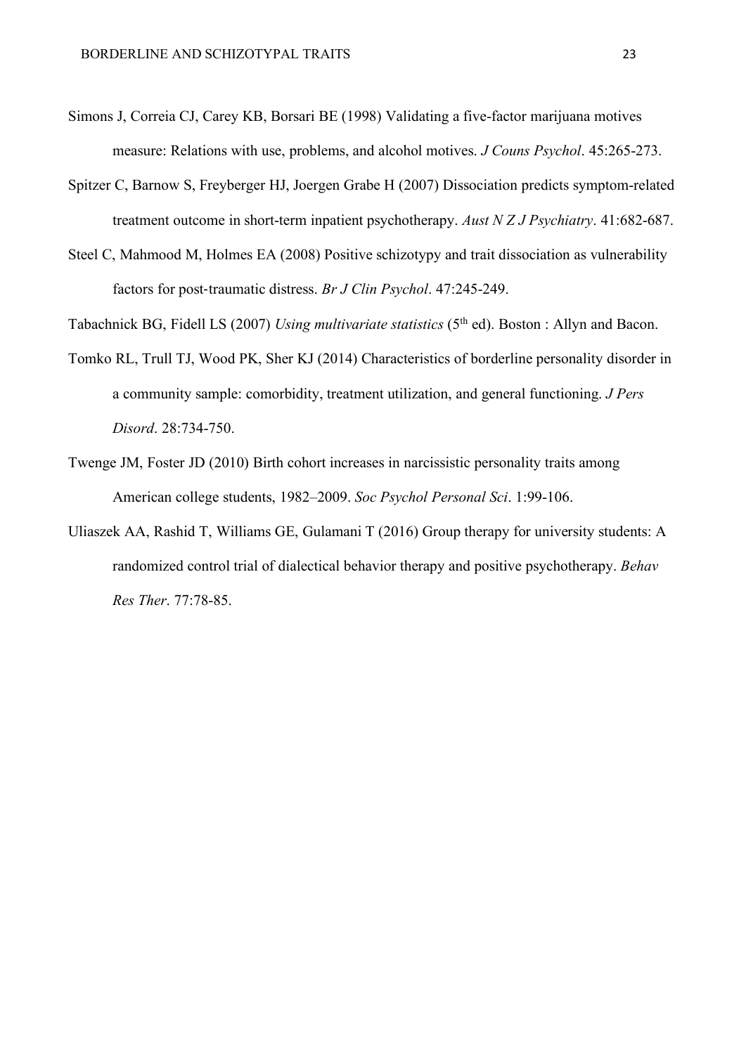Simons J, Correia CJ, Carey KB, Borsari BE (1998) Validating a five-factor marijuana motives measure: Relations with use, problems, and alcohol motives. *J Couns Psychol*. 45:265-273.

Spitzer C, Barnow S, Freyberger HJ, Joergen Grabe H (2007) Dissociation predicts symptom-related treatment outcome in short-term inpatient psychotherapy. *Aust N Z J Psychiatry*. 41:682-687.

Steel C, Mahmood M, Holmes EA (2008) Positive schizotypy and trait dissociation as vulnerability factors for post-traumatic distress. *Br J Clin Psychol*. 47:245-249.

Tabachnick BG, Fidell LS (2007) *Using multivariate statistics* (5th ed). Boston : Allyn and Bacon.

Tomko RL, Trull TJ, Wood PK, Sher KJ (2014) Characteristics of borderline personality disorder in a community sample: comorbidity, treatment utilization, and general functioning. *J Pers Disord*. 28:734-750.

Twenge JM, Foster JD (2010) Birth cohort increases in narcissistic personality traits among American college students, 1982–2009. *Soc Psychol Personal Sci*. 1:99-106.

Uliaszek AA, Rashid T, Williams GE, Gulamani T (2016) Group therapy for university students: A randomized control trial of dialectical behavior therapy and positive psychotherapy. *Behav Res Ther*. 77:78-85.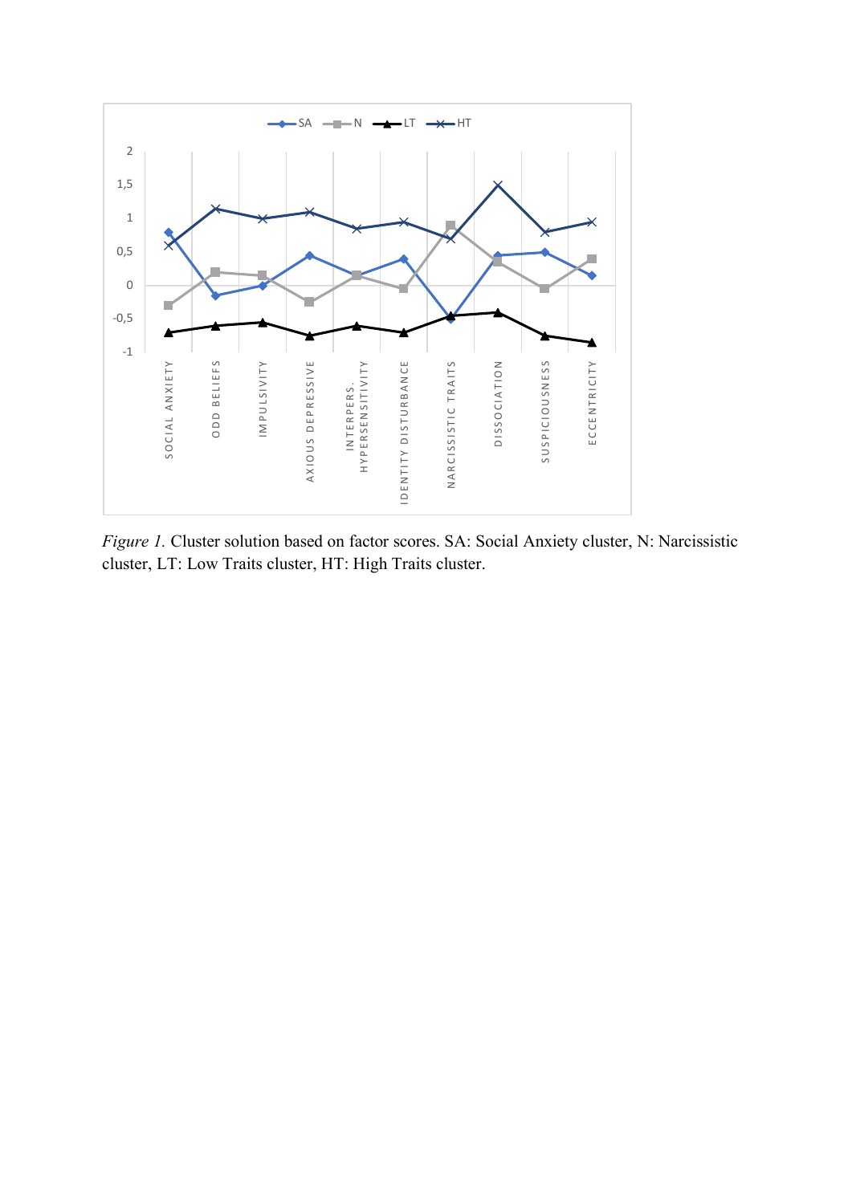*Figure 1.* Cluster solution based on factor scores. SA: Social Anxiety cluster, N: Narcissistic cluster, LT: Low Traits cluster, HT: High Traits cluster.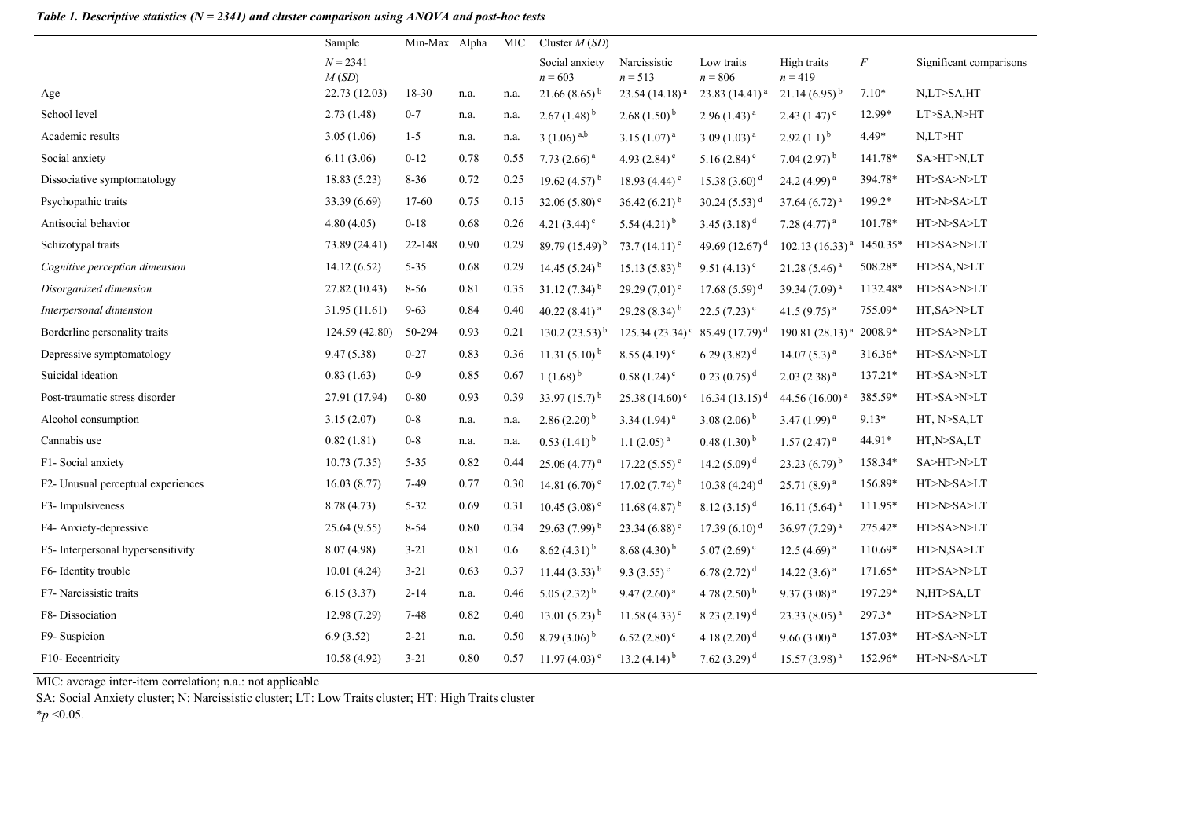***Table 1. Descriptive statistics (N = 2341) and cluster comparison using ANOVA and post-hoc tests***

| | Sample | Min-Max | Alpha | MIC | Cluster *M* (*SD*) | | | | | |
|---|---|---|---|---|---|---|---|---|---|---|
| | *N* = 2341 *M* (*SD*) | | | | Social anxiety *n* = 603 | Narcissistic *n* = 513 | Low traits *n* = 806 | High traits *n* = 419 | *F* | Significant comparisons |
| Age | 22.73 (12.03) | 18-30 | n.a. | n.a. | 21.66 (8.65) [b] | 23.54 (14.18) [a] | 23.83 (14.41) [a] | 21.14 (6.95) [b] | 7.10* | N,LT>SA,HT |
| School level | 2.73 (1.48) | 0-7 | n.a. | n.a. | 2.67 (1.48) [b] | 2.68 (1.50) [b] | 2.96 (1.43) [a] | 2.43 (1.47) [c] | 12.99* | LT>SA,N>HT |
| Academic results | 3.05 (1.06) | 1-5 | n.a. | n.a. | 3 (1.06) [a,b] | 3.15 (1.07) [a] | 3.09 (1.03) [a] | 2.92 (1.1) [b] | 4.49* | N,LT>HT |
| Social anxiety | 6.11 (3.06) | 0-12 | 0.78 | 0.55 | 7.73 (2.66) [a] | 4.93 (2.84) [c] | 5.16 (2.84) [c] | 7.04 (2.97) [b] | 141.78* | SA>HT>N,LT |
| Dissociative symptomatology | 18.83 (5.23) | 8-36 | 0.72 | 0.25 | 19.62 (4.57) [b] | 18.93 (4.44) [c] | 15.38 (3.60) [d] | 24.2 (4.99) [a] | 394.78* | HT>SA>N>LT |
| Psychopathic traits | 33.39 (6.69) | 17-60 | 0.75 | 0.15 | 32.06 (5.80) [c] | 36.42 (6.21) [b] | 30.24 (5.53) [d] | 37.64 (6.72) [a] | 199.2* | HT>N>SA>LT |
| Antisocial behavior | 4.80 (4.05) | 0-18 | 0.68 | 0.26 | 4.21 (3.44) [c] | 5.54 (4.21) [b] | 3.45 (3.18) [d] | 7.28 (4.77) [a] | 101.78* | HT>N>SA>LT |
| Schizotypal traits | 73.89 (24.41) | 22-148 | 0.90 | 0.29 | 89.79 (15.49) [b] | 73.7 (14.11) [c] | 49.69 (12.67) [d] | 102.13 (16.33) [a] | 1450.35* | HT>SA>N>LT |
| *Cognitive perception dimension* | 14.12 (6.52) | 5-35 | 0.68 | 0.29 | 14.45 (5.24) [b] | 15.13 (5.83) [b] | 9.51 (4.13) [c] | 21.28 (5.46) [a] | 508.28* | HT>SA,N>LT |
| *Disorganized dimension* | 27.82 (10.43) | 8-56 | 0.81 | 0.35 | 31.12 (7.34) [b] | 29.29 (7,01) [c] | 17.68 (5.59) [d] | 39.34 (7.09) [a] | 1132.48* | HT>SA>N>LT |
| *Interpersonal dimension* | 31.95 (11.61) | 9-63 | 0.84 | 0.40 | 40.22 (8.41) [a] | 29.28 (8.34) [b] | 22.5 (7.23) [c] | 41.5 (9.75) [a] | 755.09* | HT,SA>N>LT |
| Borderline personality traits | 124.59 (42.80) | 50-294 | 0.93 | 0.21 | 130.2 (23.53) [b] | 125.34 (23.34) [c] | 85.49 (17.79) [d] | 190.81 (28.13) [a] | 2008.9* | HT>SA>N>LT |
| Depressive symptomatology | 9.47 (5.38) | 0-27 | 0.83 | 0.36 | 11.31 (5.10) [b] | 8.55 (4.19) [c] | 6.29 (3.82) [d] | 14.07 (5.3) [a] | 316.36* | HT>SA>N>LT |
| Suicidal ideation | 0.83 (1.63) | 0-9 | 0.85 | 0.67 | 1 (1.68) [b] | 0.58 (1.24) [c] | 0.23 (0.75) [d] | 2.03 (2.38) [a] | 137.21* | HT>SA>N>LT |
| Post-traumatic stress disorder | 27.91 (17.94) | 0-80 | 0.93 | 0.39 | 33.97 (15.7) [b] | 25.38 (14.60) [c] | 16.34 (13.15) [d] | 44.56 (16.00) [a] | 385.59* | HT>SA>N>LT |
| Alcohol consumption | 3.15 (2.07) | 0-8 | n.a. | n.a. | 2.86 (2.20) [b] | 3.34 (1.94) [a] | 3.08 (2.06) [b] | 3.47 (1.99) [a] | 9.13* | HT, N>SA,LT |
| Cannabis use | 0.82 (1.81) | 0-8 | n.a. | n.a. | 0.53 (1.41) [b] | 1.1 (2.05) [a] | 0.48 (1.30) [b] | 1.57 (2.47) [a] | 44.91* | HT,N>SA,LT |
| F1- Social anxiety | 10.73 (7.35) | 5-35 | 0.82 | 0.44 | 25.06 (4.77) [a] | 17.22 (5.55) [c] | 14.2 (5.09) [d] | 23.23 (6.79) [b] | 158.34* | SA>HT>N>LT |
| F2- Unusual perceptual experiences | 16.03 (8.77) | 7-49 | 0.77 | 0.30 | 14.81 (6.70) [c] | 17.02 (7.74) [b] | 10.38 (4.24) [d] | 25.71 (8.9) [a] | 156.89* | HT>N>SA>LT |
| F3- Impulsiveness | 8.78 (4.73) | 5-32 | 0.69 | 0.31 | 10.45 (3.08) [c] | 11.68 (4.87) [b] | 8.12 (3.15) [d] | 16.11 (5.64) [a] | 111.95* | HT>N>SA>LT |
| F4- Anxiety-depressive | 25.64 (9.55) | 8-54 | 0.80 | 0.34 | 29.63 (7.99) [b] | 23.34 (6.88) [c] | 17.39 (6.10) [d] | 36.97 (7.29) [a] | 275.42* | HT>SA>N>LT |
| F5- Interpersonal hypersensitivity | 8.07 (4.98) | 3-21 | 0.81 | 0.6 | 8.62 (4.31) [b] | 8.68 (4.30) [b] | 5.07 (2.69) [c] | 12.5 (4.69) [a] | 110.69* | HT>N,SA>LT |
| F6- Identity trouble | 10.01 (4.24) | 3-21 | 0.63 | 0.37 | 11.44 (3.53) [b] | 9.3 (3.55) [c] | 6.78 (2.72) [d] | 14.22 (3.6) [a] | 171.65* | HT>SA>N>LT |
| F7- Narcissistic traits | 6.15 (3.37) | 2-14 | n.a. | 0.46 | 5.05 (2.32) [b] | 9.47 (2.60) [a] | 4.78 (2.50) [b] | 9.37 (3.08) [a] | 197.29* | N,HT>SA,LT |
| F8- Dissociation | 12.98 (7.29) | 7-48 | 0.82 | 0.40 | 13.01 (5.23) [b] | 11.58 (4.33) [c] | 8.23 (2.19) [d] | 23.33 (8.05) [a] | 297.3* | HT>SA>N>LT |
| F9- Suspicion | 6.9 (3.52) | 2-21 | n.a. | 0.50 | 8.79 (3.06) [b] | 6.52 (2.80) [c] | 4.18 (2.20) [d] | 9.66 (3.00) [a] | 157.03* | HT>SA>N>LT |
| F10- Eccentricity | 10.58 (4.92) | 3-21 | 0.80 | 0.57 | 11.97 (4.03) [c] | 13.2 (4.14) [b] | 7.62 (3.29) [d] | 15.57 (3.98) [a] | 152.96* | HT>N>SA>LT |

MIC: average inter-item correlation; n.a.: not applicable

SA: Social Anxiety cluster; N: Narcissistic cluster; LT: Low Traits cluster; HT: High Traits cluster

*$p < 0.05$.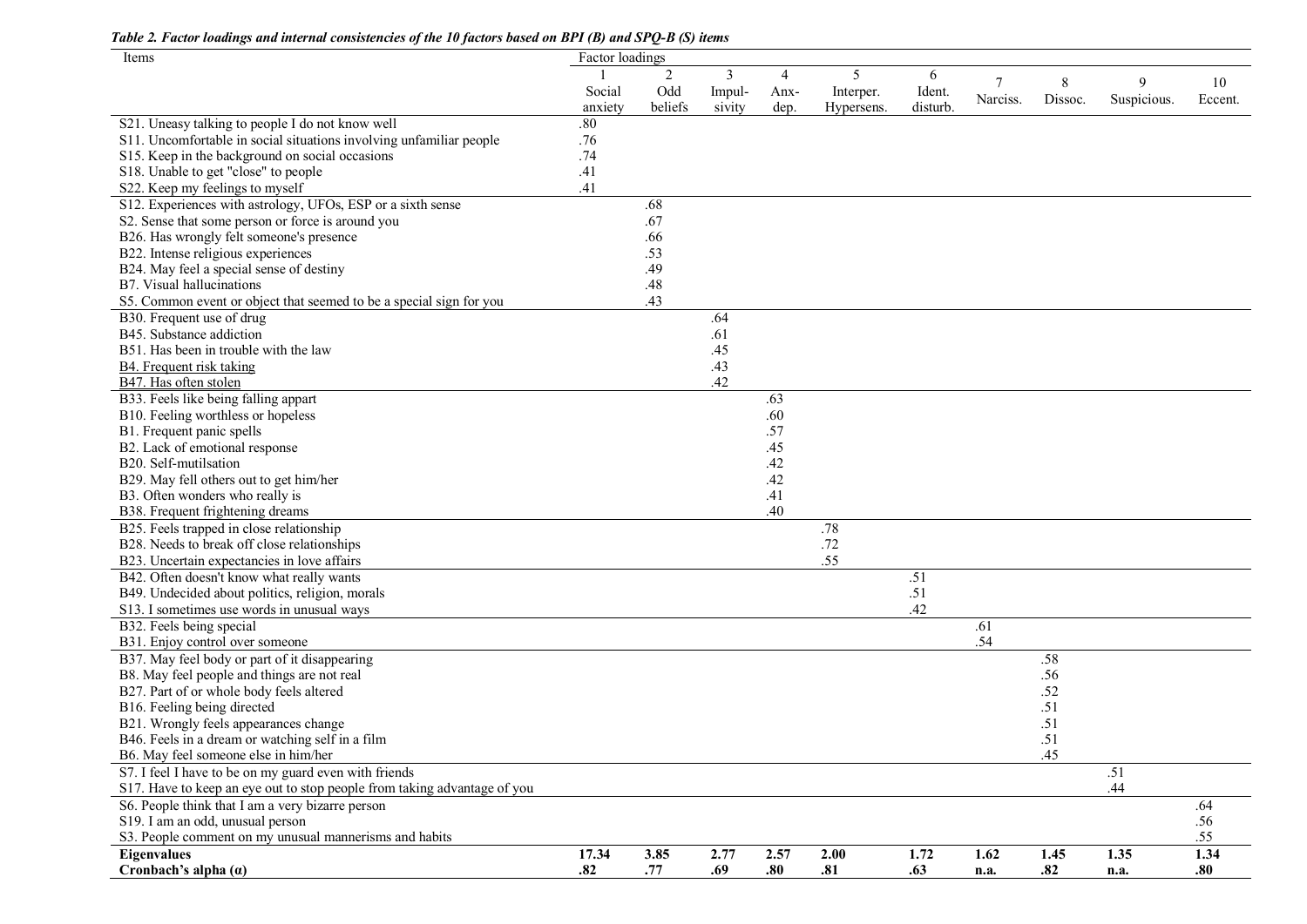*Table 2. Factor loadings and internal consistencies of the 10 factors based on BPI (B) and SPQ-B (S) items*

| Items | Factor loadings | | | | | | | | | |
|---|---|---|---|---|---|---|---|---|---|---|
| | 1 Social anxiety | 2 Odd beliefs | 3 Impulsivity | 4 Anx-dep. | 5 Interper. Hypersens. | 6 Ident. disturb. | 7 Narciss. | 8 Dissoc. | 9 Suspicious. | 10 Eccent. |
| S21. Uneasy talking to people I do not know well | .80 | | | | | | | | | |
| S11. Uncomfortable in social situations involving unfamiliar people | .76 | | | | | | | | | |
| S15. Keep in the background on social occasions | .74 | | | | | | | | | |
| S18. Unable to get "close" to people | .41 | | | | | | | | | |
| S22. Keep my feelings to myself | .41 | | | | | | | | | |
| S12. Experiences with astrology, UFOs, ESP or a sixth sense | | .68 | | | | | | | | |
| S2. Sense that some person or force is around you | | .67 | | | | | | | | |
| B26. Has wrongly felt someone's presence | | .66 | | | | | | | | |
| B22. Intense religious experiences | | .53 | | | | | | | | |
| B24. May feel a special sense of destiny | | .49 | | | | | | | | |
| B7. Visual hallucinations | | .48 | | | | | | | | |
| S5. Common event or object that seemed to be a special sign for you | | .43 | | | | | | | | |
| B30. Frequent use of drug | | | .64 | | | | | | | |
| B45. Substance addiction | | | .61 | | | | | | | |
| B51. Has been in trouble with the law | | | .45 | | | | | | | |
| B4. Frequent risk taking | | | .43 | | | | | | | |
| B47. Has often stolen | | | .42 | | | | | | | |
| B33. Feels like being falling appart | | | | .63 | | | | | | |
| B10. Feeling worthless or hopeless | | | | .60 | | | | | | |
| B1. Frequent panic spells | | | | .57 | | | | | | |
| B2. Lack of emotional response | | | | .45 | | | | | | |
| B20. Self-mutilsation | | | | .42 | | | | | | |
| B29. May fell others out to get him/her | | | | .42 | | | | | | |
| B3. Often wonders who really is | | | | .41 | | | | | | |
| B38. Frequent frightening dreams | | | | .40 | | | | | | |
| B25. Feels trapped in close relationship | | | | | .78 | | | | | |
| B28. Needs to break off close relationships | | | | | .72 | | | | | |
| B23. Uncertain expectancies in love affairs | | | | | .55 | | | | | |
| B42. Often doesn't know what really wants | | | | | | .51 | | | | |
| B49. Undecided about politics, religion, morals | | | | | | .51 | | | | |
| S13. I sometimes use words in unusual ways | | | | | | .42 | | | | |
| B32. Feels being special | | | | | | | .61 | | | |
| B31. Enjoy control over someone | | | | | | | .54 | | | |
| B37. May feel body or part of it disappearing | | | | | | | | .58 | | |
| B8. May feel people and things are not real | | | | | | | | .56 | | |
| B27. Part of or whole body feels altered | | | | | | | | .52 | | |
| B16. Feeling being directed | | | | | | | | .51 | | |
| B21. Wrongly feels appearances change | | | | | | | | .51 | | |
| B46. Feels in a dream or watching self in a film | | | | | | | | .51 | | |
| B6. May feel someone else in him/her | | | | | | | | .45 | | |
| S7. I feel I have to be on my guard even with friends | | | | | | | | | .51 | |
| S17. Have to keep an eye out to stop people from taking advantage of you | | | | | | | | | .44 | |
| S6. People think that I am a very bizarre person | | | | | | | | | | .64 |
| S19. I am an odd, unusual person | | | | | | | | | | .56 |
| S3. People comment on my unusual mannerisms and habits | | | | | | | | | | .55 |
| **Eigenvalues** | **17.34** | **3.85** | **2.77** | **2.57** | **2.00** | **1.72** | **1.62** | **1.45** | **1.35** | **1.34** |
| **Cronbach's alpha (α)** | **.82** | **.77** | **.69** | **.80** | **.81** | **.63** | **n.a.** | **.82** | **n.a.** | **.80** |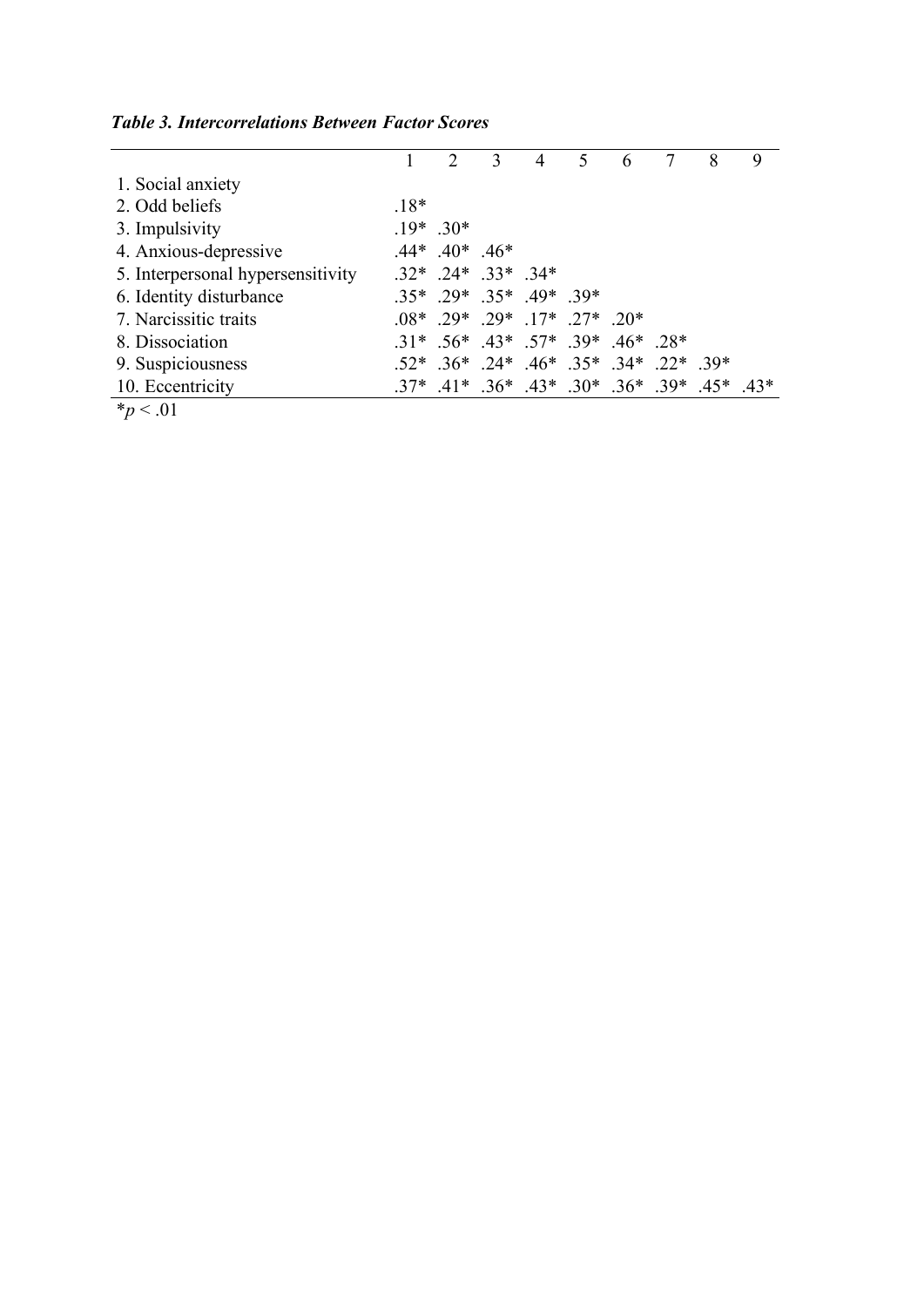***Table 3. Intercorrelations Between Factor Scores***

| | 1 | 2 | 3 | 4 | 5 | 6 | 7 | 8 | 9 |
|---|---|---|---|---|---|---|---|---|---|
| 1. Social anxiety | | | | | | | | | |
| 2. Odd beliefs | .18* | | | | | | | | |
| 3. Impulsivity | .19* | .30* | | | | | | | |
| 4. Anxious-depressive | .44* | .40* | .46* | | | | | | |
| 5. Interpersonal hypersensitivity | .32* | .24* | .33* | .34* | | | | | |
| 6. Identity disturbance | .35* | .29* | .35* | .49* | .39* | | | | |
| 7. Narcissitic traits | .08* | .29* | .29* | .17* | .27* | .20* | | | |
| 8. Dissociation | .31* | .56* | .43* | .57* | .39* | .46* | .28* | | |
| 9. Suspiciousness | .52* | .36* | .24* | .46* | .35* | .34* | .22* | .39* | |
| 10. Eccentricity | .37* | .41* | .36* | .43* | .30* | .36* | .39* | .45* | .43* |

*$p < .01$